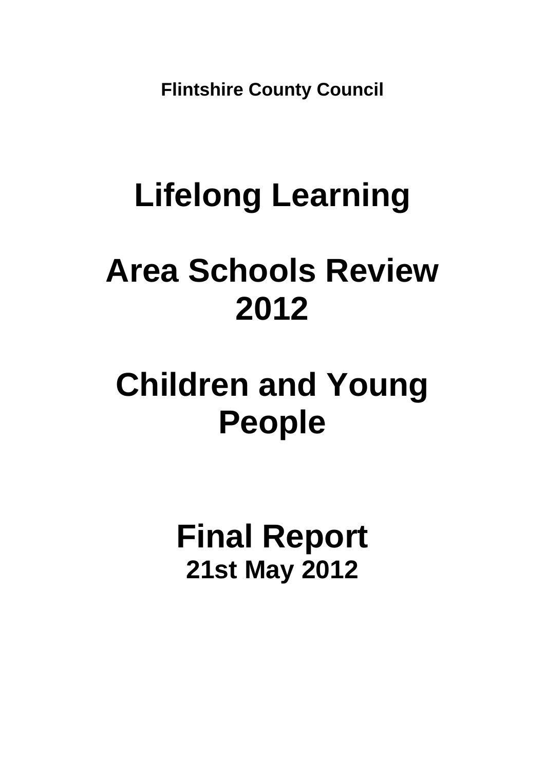**Flintshire County Council**

# Lifelong Learning

# Area Schools Review 2012

# Children and Young People

# Final Report

**21st May 2012**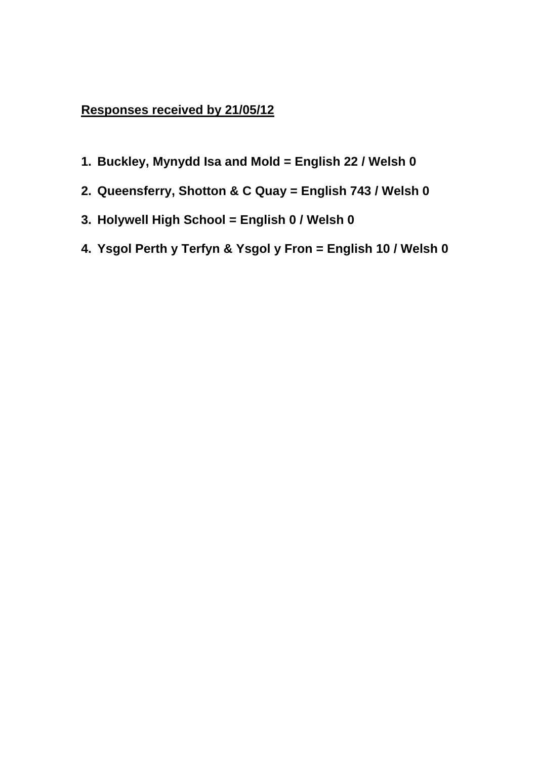**<u>Responses received by 21/05/12</u>**

1. **Buckley, Mynydd Isa and Mold = English 22 / Welsh 0**
2. **Queensferry, Shotton & C Quay = English 743 / Welsh 0**
3. **Holywell High School = English 0 / Welsh 0**
4. **Ysgol Perth y Terfyn & Ysgol y Fron = English 10 / Welsh 0**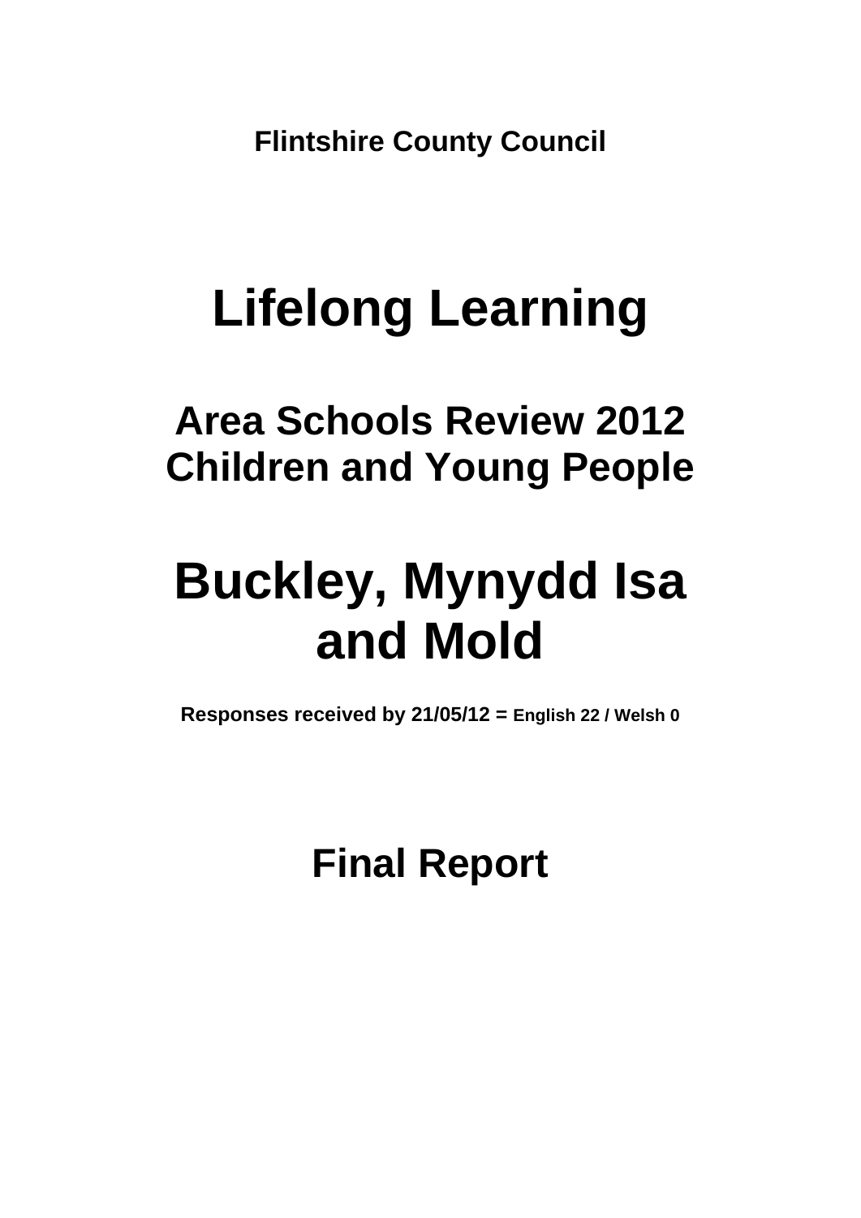**Flintshire County Council**

# Lifelong Learning

## Area Schools Review 2012
## Children and Young People

# Buckley, Mynydd Isa and Mold

**Responses received by 21/05/12 = English 22 / Welsh 0**

## Final Report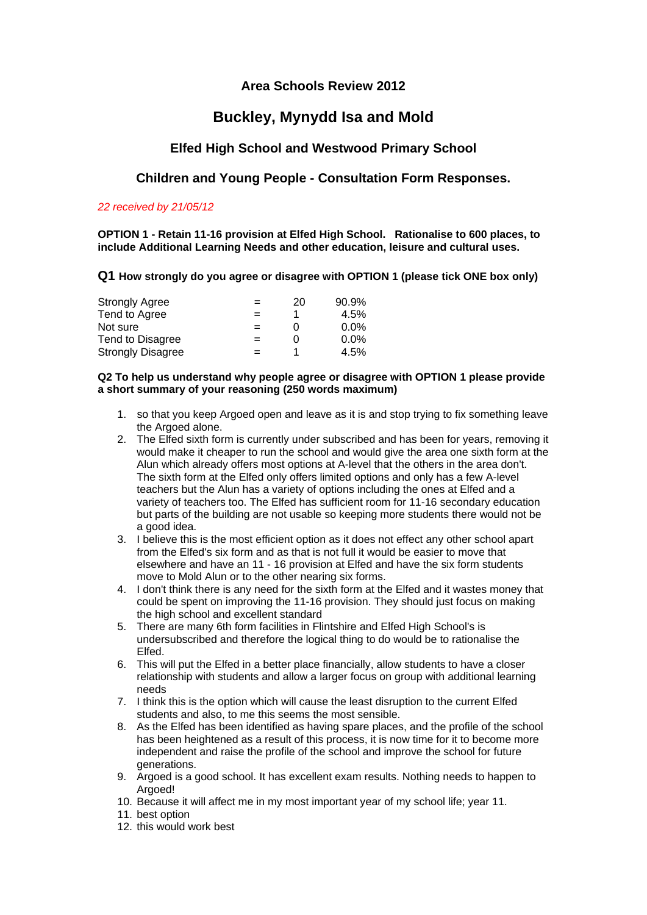## Area Schools Review 2012

# Buckley, Mynydd Isa and Mold

### Elfed High School and Westwood Primary School

### Children and Young People - Consultation Form Responses.

*22 received by 21/05/12*

**OPTION 1 - Retain 11-16 provision at Elfed High School. Rationalise to 600 places, to include Additional Learning Needs and other education, leisure and cultural uses.**

**Q1 How strongly do you agree or disagree with OPTION 1 (please tick ONE box only)**

| | | | |
|---|---|---|---|
| Strongly Agree | = | 20 | 90.9% |
| Tend to Agree | = | 1 | 4.5% |
| Not sure | = | 0 | 0.0% |
| Tend to Disagree | = | 0 | 0.0% |
| Strongly Disagree | = | 1 | 4.5% |

**Q2 To help us understand why people agree or disagree with OPTION 1 please provide a short summary of your reasoning (250 words maximum)**

1. so that you keep Argoed open and leave as it is and stop trying to fix something leave the Argoed alone.
2. The Elfed sixth form is currently under subscribed and has been for years, removing it would make it cheaper to run the school and would give the area one sixth form at the Alun which already offers most options at A-level that the others in the area don't. The sixth form at the Elfed only offers limited options and only has a few A-level teachers but the Alun has a variety of options including the ones at Elfed and a variety of teachers too. The Elfed has sufficient room for 11-16 secondary education but parts of the building are not usable so keeping more students there would not be a good idea.
3. I believe this is the most efficient option as it does not effect any other school apart from the Elfed's six form and as that is not full it would be easier to move that elsewhere and have an 11 - 16 provision at Elfed and have the six form students move to Mold Alun or to the other nearing six forms.
4. I don't think there is any need for the sixth form at the Elfed and it wastes money that could be spent on improving the 11-16 provision. They should just focus on making the high school and excellent standard
5. There are many 6th form facilities in Flintshire and Elfed High School's is undersubscribed and therefore the logical thing to do would be to rationalise the Elfed.
6. This will put the Elfed in a better place financially, allow students to have a closer relationship with students and allow a larger focus on group with additional learning needs
7. I think this is the option which will cause the least disruption to the current Elfed students and also, to me this seems the most sensible.
8. As the Elfed has been identified as having spare places, and the profile of the school has been heightened as a result of this process, it is now time for it to become more independent and raise the profile of the school and improve the school for future generations.
9. Argoed is a good school. It has excellent exam results. Nothing needs to happen to Argoed!
10. Because it will affect me in my most important year of my school life; year 11.
11. best option
12. this would work best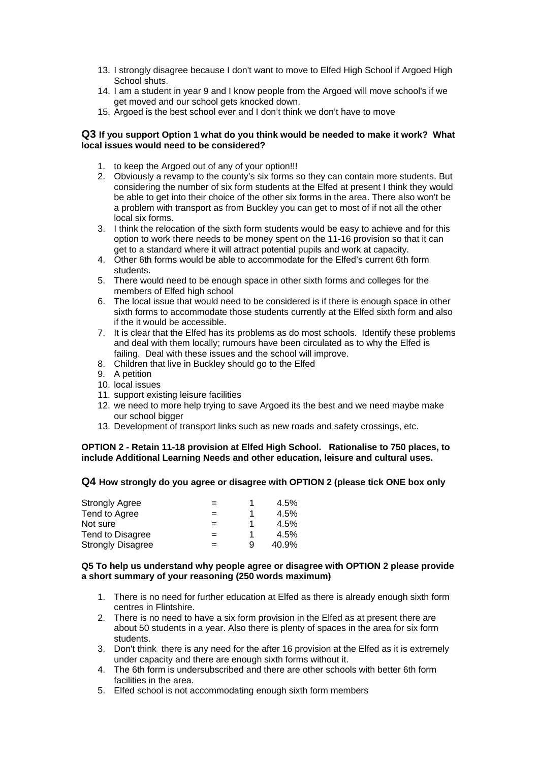13. I strongly disagree because I don't want to move to Elfed High School if Argoed High School shuts.
14. I am a student in year 9 and I know people from the Argoed will move school's if we get moved and our school gets knocked down.
15. Argoed is the best school ever and I don't think we don't have to move

**Q3 If you support Option 1 what do you think would be needed to make it work? What local issues would need to be considered?**

1. to keep the Argoed out of any of your option!!!
2. Obviously a revamp to the county's six forms so they can contain more students. But considering the number of six form students at the Elfed at present I think they would be able to get into their choice of the other six forms in the area. There also won't be a problem with transport as from Buckley you can get to most of if not all the other local six forms.
3. I think the relocation of the sixth form students would be easy to achieve and for this option to work there needs to be money spent on the 11-16 provision so that it can get to a standard where it will attract potential pupils and work at capacity.
4. Other 6th forms would be able to accommodate for the Elfed's current 6th form students.
5. There would need to be enough space in other sixth forms and colleges for the members of Elfed high school
6. The local issue that would need to be considered is if there is enough space in other sixth forms to accommodate those students currently at the Elfed sixth form and also if the it would be accessible.
7. It is clear that the Elfed has its problems as do most schools. Identify these problems and deal with them locally; rumours have been circulated as to why the Elfed is failing. Deal with these issues and the school will improve.
8. Children that live in Buckley should go to the Elfed
9. A petition
10. local issues
11. support existing leisure facilities
12. we need to more help trying to save Argoed its the best and we need maybe make our school bigger
13. Development of transport links such as new roads and safety crossings, etc.

**OPTION 2 - Retain 11-18 provision at Elfed High School. Rationalise to 750 places, to include Additional Learning Needs and other education, leisure and cultural uses.**

**Q4 How strongly do you agree or disagree with OPTION 2 (please tick ONE box only**

| | | | |
|---|---|---|---|
| Strongly Agree | = | 1 | 4.5% |
| Tend to Agree | = | 1 | 4.5% |
| Not sure | = | 1 | 4.5% |
| Tend to Disagree | = | 1 | 4.5% |
| Strongly Disagree | = | 9 | 40.9% |

**Q5 To help us understand why people agree or disagree with OPTION 2 please provide a short summary of your reasoning (250 words maximum)**

1. There is no need for further education at Elfed as there is already enough sixth form centres in Flintshire.
2. There is no need to have a six form provision in the Elfed as at present there are about 50 students in a year. Also there is plenty of spaces in the area for six form students.
3. Don't think there is any need for the after 16 provision at the Elfed as it is extremely under capacity and there are enough sixth forms without it.
4. The 6th form is undersubscribed and there are other schools with better 6th form facilities in the area.
5. Elfed school is not accommodating enough sixth form members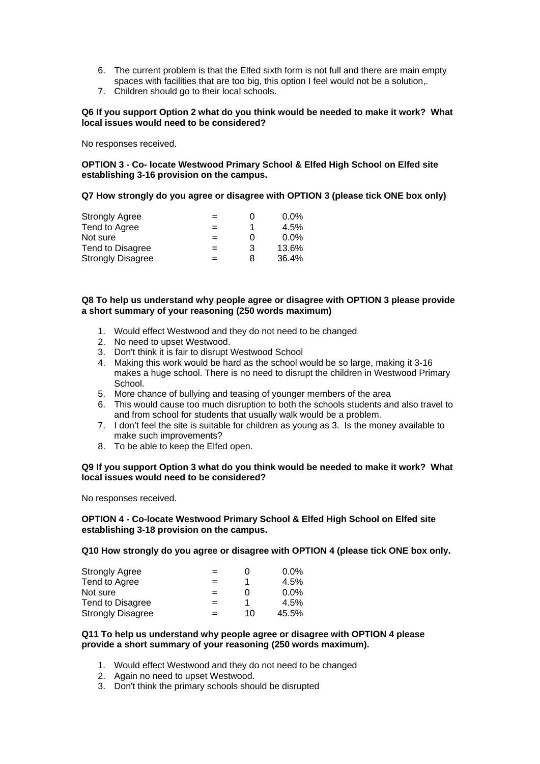6. The current problem is that the Elfed sixth form is not full and there are main empty spaces with facilities that are too big, this option I feel would not be a solution,.
7. Children should go to their local schools.

**Q6 If you support Option 2 what do you think would be needed to make it work? What local issues would need to be considered?**

No responses received.

**OPTION 3 - Co- locate Westwood Primary School & Elfed High School on Elfed site establishing 3-16 provision on the campus.**

**Q7 How strongly do you agree or disagree with OPTION 3 (please tick ONE box only)**

| | | | |
|---|---|---|---|
| Strongly Agree | = | 0 | 0.0% |
| Tend to Agree | = | 1 | 4.5% |
| Not sure | = | 0 | 0.0% |
| Tend to Disagree | = | 3 | 13.6% |
| Strongly Disagree | = | 8 | 36.4% |

**Q8 To help us understand why people agree or disagree with OPTION 3 please provide a short summary of your reasoning (250 words maximum)**

1. Would effect Westwood and they do not need to be changed
2. No need to upset Westwood.
3. Don't think it is fair to disrupt Westwood School
4. Making this work would be hard as the school would be so large, making it 3-16 makes a huge school. There is no need to disrupt the children in Westwood Primary School.
5. More chance of bullying and teasing of younger members of the area
6. This would cause too much disruption to both the schools students and also travel to and from school for students that usually walk would be a problem.
7. I don't feel the site is suitable for children as young as 3. Is the money available to make such improvements?
8. To be able to keep the Elfed open.

**Q9 If you support Option 3 what do you think would be needed to make it work? What local issues would need to be considered?**

No responses received.

**OPTION 4 - Co-locate Westwood Primary School & Elfed High School on Elfed site establishing 3-18 provision on the campus.**

**Q10 How strongly do you agree or disagree with OPTION 4 (please tick ONE box only.**

| | | | |
|---|---|---|---|
| Strongly Agree | = | 0 | 0.0% |
| Tend to Agree | = | 1 | 4.5% |
| Not sure | = | 0 | 0.0% |
| Tend to Disagree | = | 1 | 4.5% |
| Strongly Disagree | = | 10 | 45.5% |

**Q11 To help us understand why people agree or disagree with OPTION 4 please provide a short summary of your reasoning (250 words maximum).**

1. Would effect Westwood and they do not need to be changed
2. Again no need to upset Westwood.
3. Don't think the primary schools should be disrupted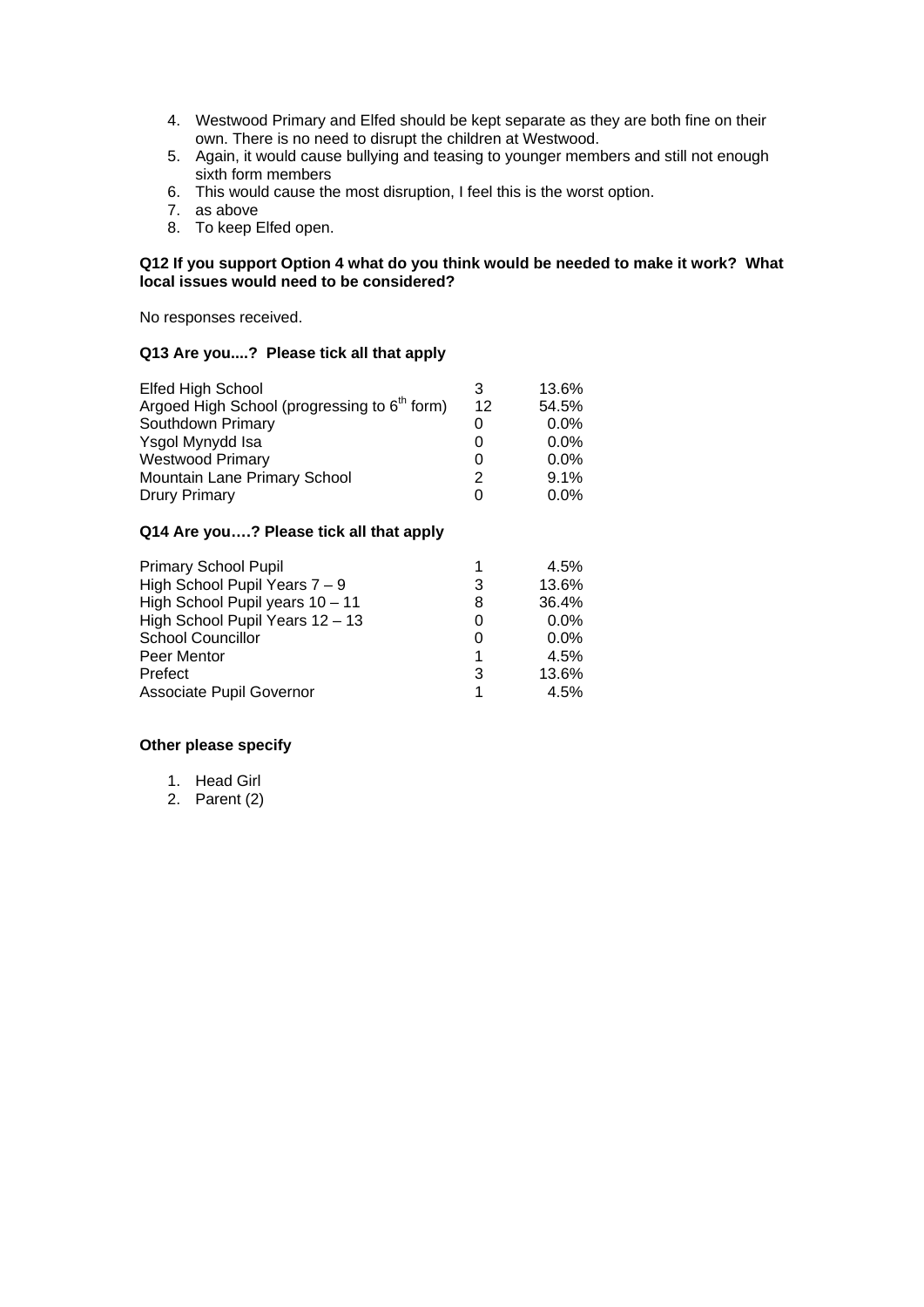4. Westwood Primary and Elfed should be kept separate as they are both fine on their own. There is no need to disrupt the children at Westwood.
5. Again, it would cause bullying and teasing to younger members and still not enough sixth form members
6. This would cause the most disruption, I feel this is the worst option.
7. as above
8. To keep Elfed open.

**Q12 If you support Option 4 what do you think would be needed to make it work? What local issues would need to be considered?**

No responses received.

**Q13 Are you....? Please tick all that apply**

| | | |
|---|---|---|
| Elfed High School | 3 | 13.6% |
| Argoed High School (progressing to 6th form) | 12 | 54.5% |
| Southdown Primary | 0 | 0.0% |
| Ysgol Mynydd Isa | 0 | 0.0% |
| Westwood Primary | 0 | 0.0% |
| Mountain Lane Primary School | 2 | 9.1% |
| Drury Primary | 0 | 0.0% |

**Q14 Are you….? Please tick all that apply**

| | | |
|---|---|---|
| Primary School Pupil | 1 | 4.5% |
| High School Pupil Years 7 – 9 | 3 | 13.6% |
| High School Pupil years 10 – 11 | 8 | 36.4% |
| High School Pupil Years 12 – 13 | 0 | 0.0% |
| School Councillor | 0 | 0.0% |
| Peer Mentor | 1 | 4.5% |
| Prefect | 3 | 13.6% |
| Associate Pupil Governor | 1 | 4.5% |

**Other please specify**

1. Head Girl
2. Parent (2)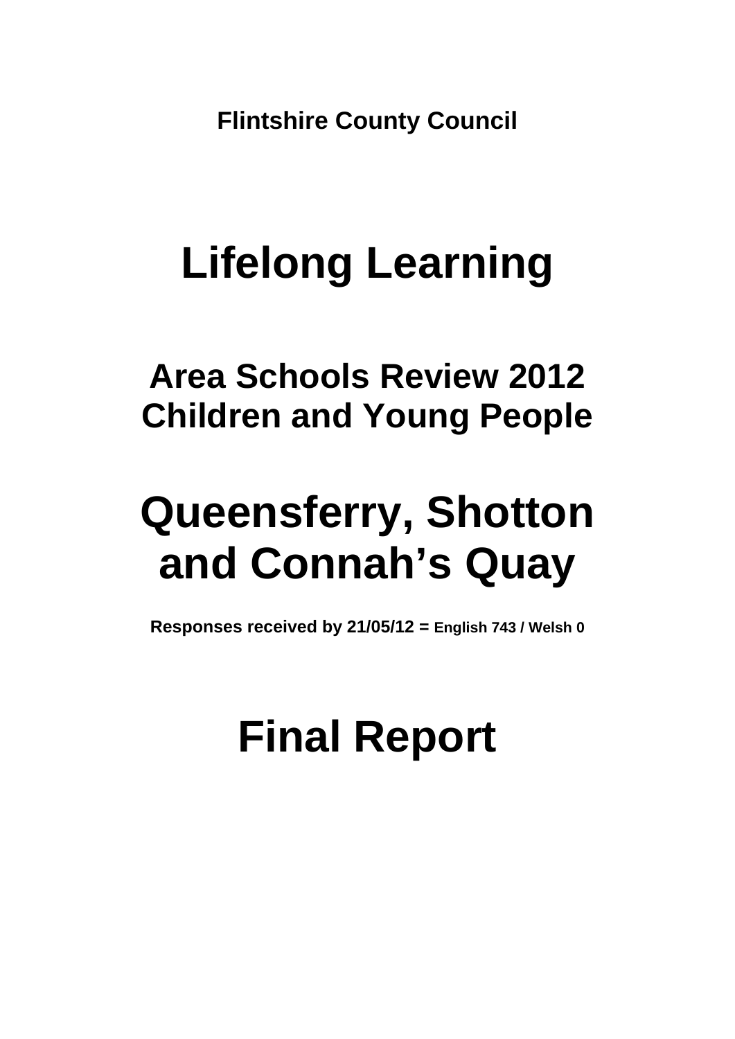**Flintshire County Council**

# Lifelong Learning

## Area Schools Review 2012
## Children and Young People

# Queensferry, Shotton and Connah's Quay

**Responses received by 21/05/12 = English 743 / Welsh 0**

# Final Report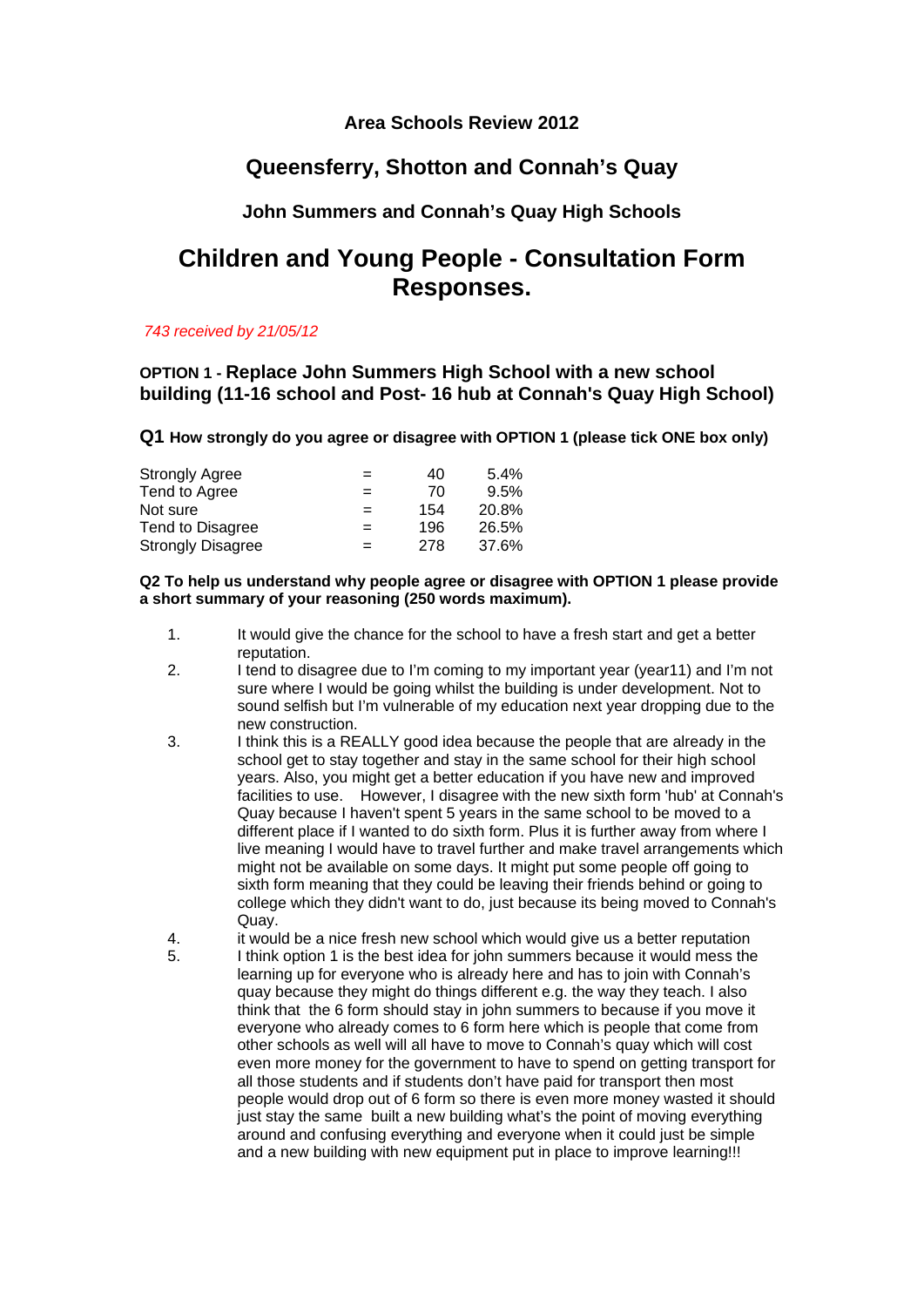### Area Schools Review 2012

## Queensferry, Shotton and Connah's Quay

### John Summers and Connah's Quay High Schools

# Children and Young People - Consultation Form Responses.

*743 received by 21/05/12*

### OPTION 1 - Replace John Summers High School with a new school building (11-16 school and Post- 16 hub at Connah's Quay High School)

**Q1 How strongly do you agree or disagree with OPTION 1 (please tick ONE box only)**

| | | | |
|---|---|---|---|
| Strongly Agree | = | 40 | 5.4% |
| Tend to Agree | = | 70 | 9.5% |
| Not sure | = | 154 | 20.8% |
| Tend to Disagree | = | 196 | 26.5% |
| Strongly Disagree | = | 278 | 37.6% |

**Q2 To help us understand why people agree or disagree with OPTION 1 please provide a short summary of your reasoning (250 words maximum).**

1. It would give the chance for the school to have a fresh start and get a better reputation.
2. I tend to disagree due to I'm coming to my important year (year11) and I'm not sure where I would be going whilst the building is under development. Not to sound selfish but I'm vulnerable of my education next year dropping due to the new construction.
3. I think this is a REALLY good idea because the people that are already in the school get to stay together and stay in the same school for their high school years. Also, you might get a better education if you have new and improved facilities to use. However, I disagree with the new sixth form 'hub' at Connah's Quay because I haven't spent 5 years in the same school to be moved to a different place if I wanted to do sixth form. Plus it is further away from where I live meaning I would have to travel further and make travel arrangements which might not be available on some days. It might put some people off going to sixth form meaning that they could be leaving their friends behind or going to college which they didn't want to do, just because its being moved to Connah's Quay.
4. it would be a nice fresh new school which would give us a better reputation
5. I think option 1 is the best idea for john summers because it would mess the learning up for everyone who is already here and has to join with Connah's quay because they might do things different e.g. the way they teach. I also think that the 6 form should stay in john summers to because if you move it everyone who already comes to 6 form here which is people that come from other schools as well will all have to move to Connah's quay which will cost even more money for the government to have to spend on getting transport for all those students and if students don't have paid for transport then most people would drop out of 6 form so there is even more money wasted it should just stay the same built a new building what's the point of moving everything around and confusing everything and everyone when it could just be simple and a new building with new equipment put in place to improve learning!!!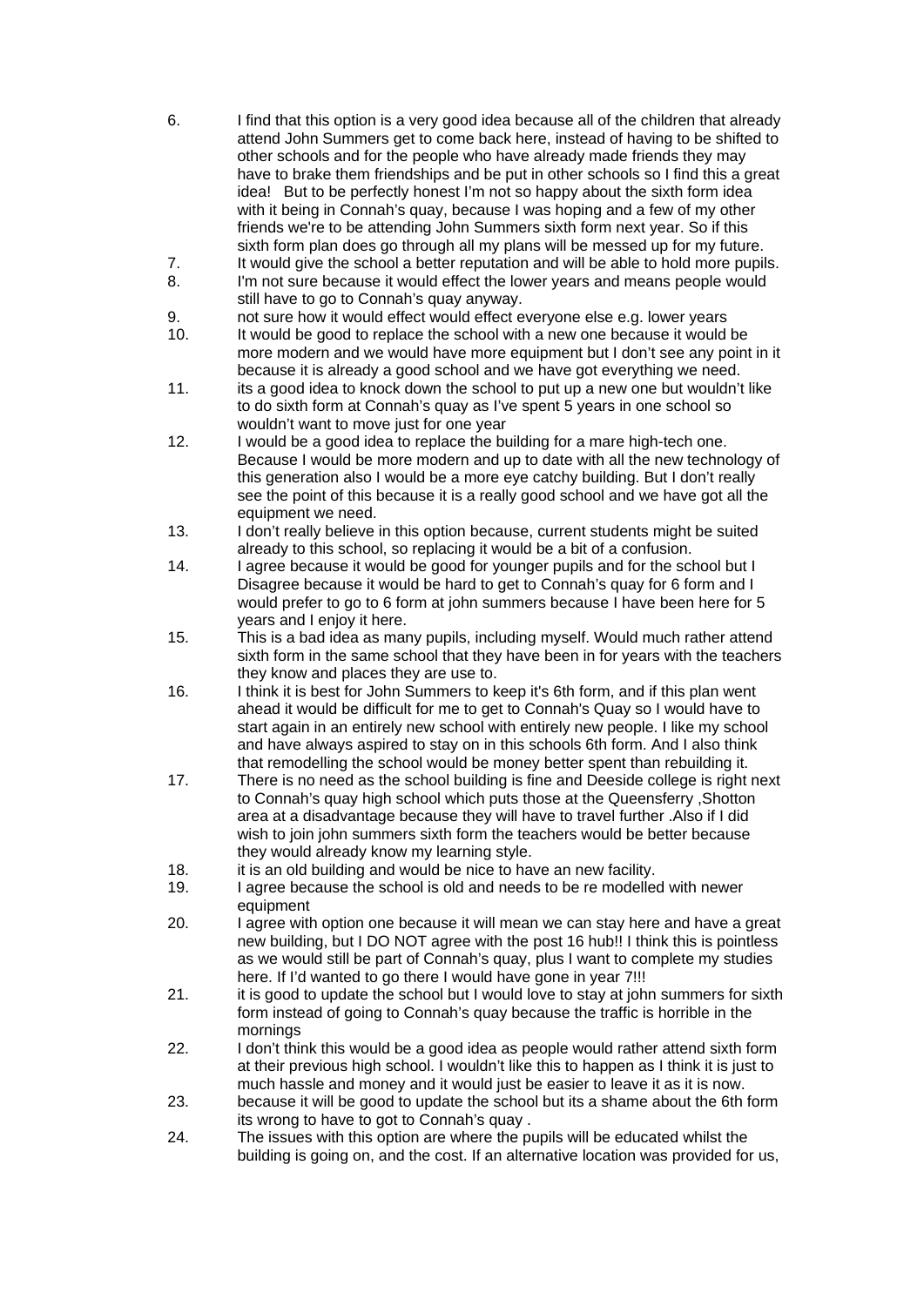6. I find that this option is a very good idea because all of the children that already attend John Summers get to come back here, instead of having to be shifted to other schools and for the people who have already made friends they may have to brake them friendships and be put in other schools so I find this a great idea! But to be perfectly honest I'm not so happy about the sixth form idea with it being in Connah's quay, because I was hoping and a few of my other friends we're to be attending John Summers sixth form next year. So if this sixth form plan does go through all my plans will be messed up for my future.
7. It would give the school a better reputation and will be able to hold more pupils.
8. I'm not sure because it would effect the lower years and means people would still have to go to Connah's quay anyway.
9. not sure how it would effect would effect everyone else e.g. lower years
10. It would be good to replace the school with a new one because it would be more modern and we would have more equipment but I don't see any point in it because it is already a good school and we have got everything we need.
11. its a good idea to knock down the school to put up a new one but wouldn't like to do sixth form at Connah's quay as I've spent 5 years in one school so wouldn't want to move just for one year
12. I would be a good idea to replace the building for a mare high-tech one. Because I would be more modern and up to date with all the new technology of this generation also I would be a more eye catchy building. But I don't really see the point of this because it is a really good school and we have got all the equipment we need.
13. I don't really believe in this option because, current students might be suited already to this school, so replacing it would be a bit of a confusion.
14. I agree because it would be good for younger pupils and for the school but I Disagree because it would be hard to get to Connah's quay for 6 form and I would prefer to go to 6 form at john summers because I have been here for 5 years and I enjoy it here.
15. This is a bad idea as many pupils, including myself. Would much rather attend sixth form in the same school that they have been in for years with the teachers they know and places they are use to.
16. I think it is best for John Summers to keep it's 6th form, and if this plan went ahead it would be difficult for me to get to Connah's Quay so I would have to start again in an entirely new school with entirely new people. I like my school and have always aspired to stay on in this schools 6th form. And I also think that remodelling the school would be money better spent than rebuilding it.
17. There is no need as the school building is fine and Deeside college is right next to Connah's quay high school which puts those at the Queensferry ,Shotton area at a disadvantage because they will have to travel further .Also if I did wish to join john summers sixth form the teachers would be better because they would already know my learning style.
18. it is an old building and would be nice to have an new facility.
19. I agree because the school is old and needs to be re modelled with newer equipment
20. I agree with option one because it will mean we can stay here and have a great new building, but I DO NOT agree with the post 16 hub!! I think this is pointless as we would still be part of Connah's quay, plus I want to complete my studies here. If I'd wanted to go there I would have gone in year 7!!!
21. it is good to update the school but I would love to stay at john summers for sixth form instead of going to Connah's quay because the traffic is horrible in the mornings
22. I don't think this would be a good idea as people would rather attend sixth form at their previous high school. I wouldn't like this to happen as I think it is just to much hassle and money and it would just be easier to leave it as it is now.
23. because it will be good to update the school but its a shame about the 6th form its wrong to have to got to Connah's quay .
24. The issues with this option are where the pupils will be educated whilst the building is going on, and the cost. If an alternative location was provided for us,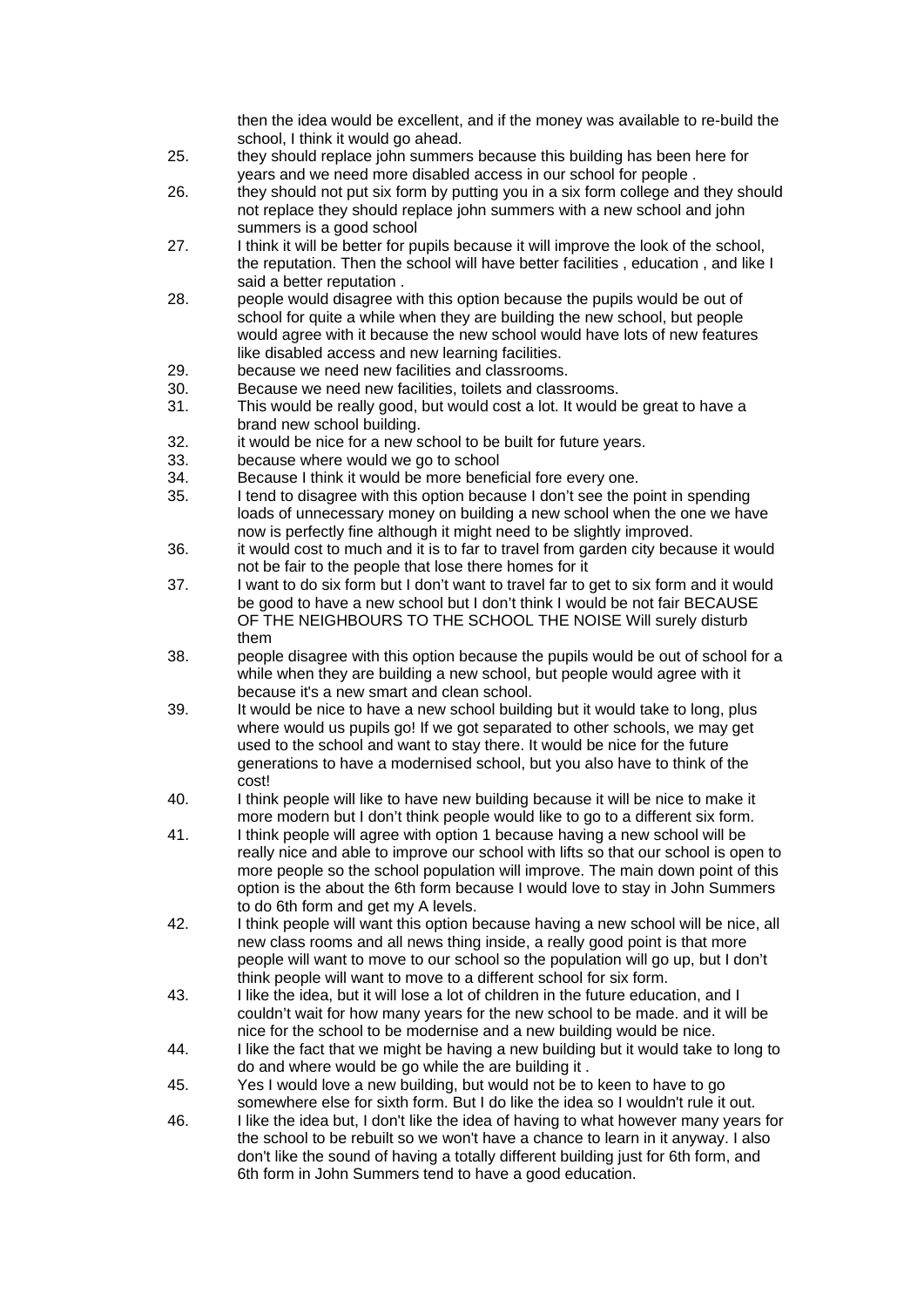then the idea would be excellent, and if the money was available to re-build the school, I think it would go ahead.

25. they should replace john summers because this building has been here for years and we need more disabled access in our school for people .
26. they should not put six form by putting you in a six form college and they should not replace they should replace john summers with a new school and john summers is a good school
27. I think it will be better for pupils because it will improve the look of the school, the reputation. Then the school will have better facilities , education , and like I said a better reputation .
28. people would disagree with this option because the pupils would be out of school for quite a while when they are building the new school, but people would agree with it because the new school would have lots of new features like disabled access and new learning facilities.
29. because we need new facilities and classrooms.
30. Because we need new facilities, toilets and classrooms.
31. This would be really good, but would cost a lot. It would be great to have a brand new school building.
32. it would be nice for a new school to be built for future years.
33. because where would we go to school
34. Because I think it would be more beneficial fore every one.
35. I tend to disagree with this option because I don't see the point in spending loads of unnecessary money on building a new school when the one we have now is perfectly fine although it might need to be slightly improved.
36. it would cost to much and it is to far to travel from garden city because it would not be fair to the people that lose there homes for it
37. I want to do six form but I don't want to travel far to get to six form and it would be good to have a new school but I don't think I would be not fair BECAUSE OF THE NEIGHBOURS TO THE SCHOOL THE NOISE Will surely disturb them
38. people disagree with this option because the pupils would be out of school for a while when they are building a new school, but people would agree with it because it's a new smart and clean school.
39. It would be nice to have a new school building but it would take to long, plus where would us pupils go! If we got separated to other schools, we may get used to the school and want to stay there. It would be nice for the future generations to have a modernised school, but you also have to think of the cost!
40. I think people will like to have new building because it will be nice to make it more modern but I don't think people would like to go to a different six form.
41. I think people will agree with option 1 because having a new school will be really nice and able to improve our school with lifts so that our school is open to more people so the school population will improve. The main down point of this option is the about the 6th form because I would love to stay in John Summers to do 6th form and get my A levels.
42. I think people will want this option because having a new school will be nice, all new class rooms and all news thing inside, a really good point is that more people will want to move to our school so the population will go up, but I don't think people will want to move to a different school for six form.
43. I like the idea, but it will lose a lot of children in the future education, and I couldn't wait for how many years for the new school to be made. and it will be nice for the school to be modernise and a new building would be nice.
44. I like the fact that we might be having a new building but it would take to long to do and where would be go while the are building it .
45. Yes I would love a new building, but would not be to keen to have to go somewhere else for sixth form. But I do like the idea so I wouldn't rule it out.
46. I like the idea but, I don't like the idea of having to what however many years for the school to be rebuilt so we won't have a chance to learn in it anyway. I also don't like the sound of having a totally different building just for 6th form, and 6th form in John Summers tend to have a good education.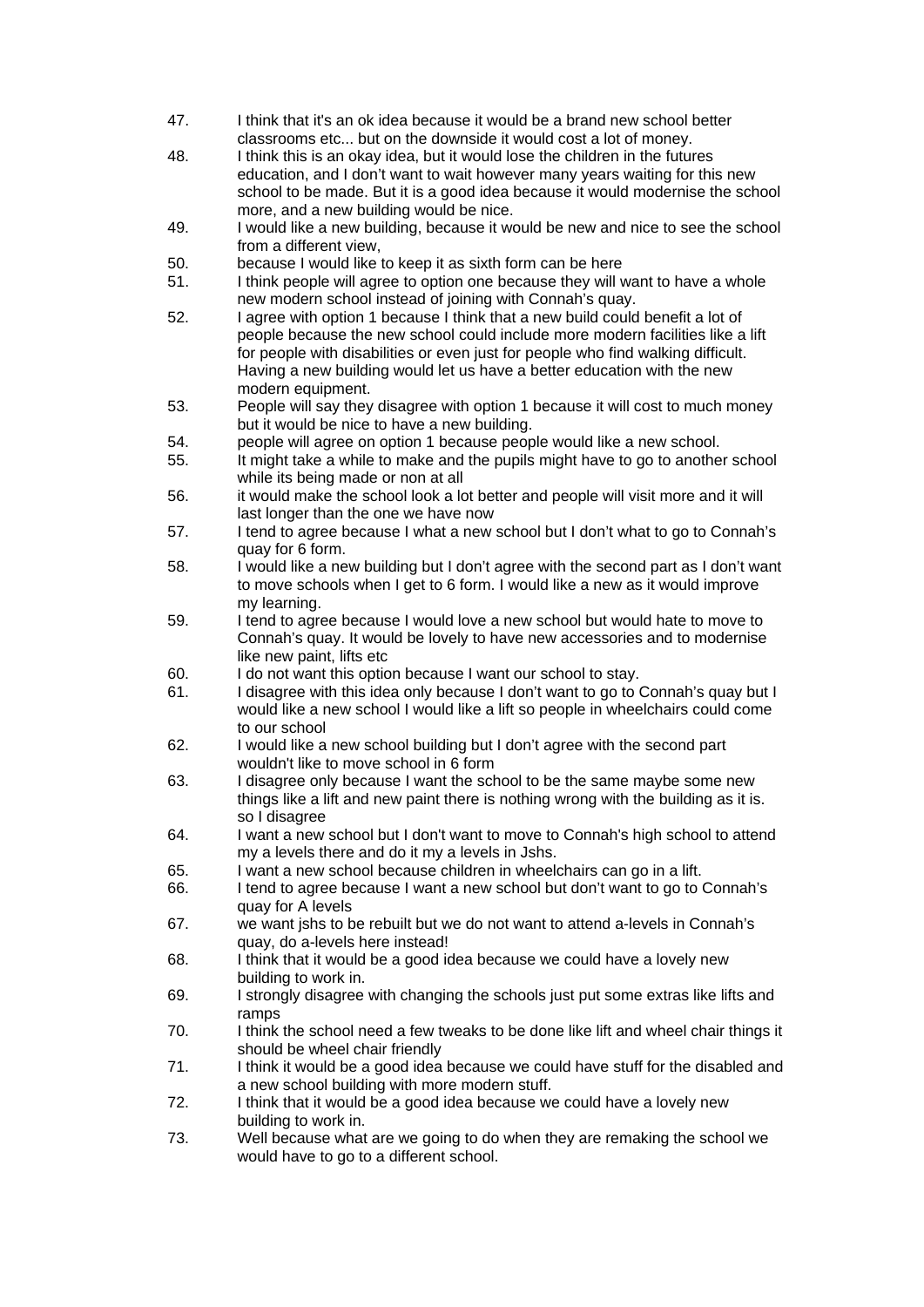47. I think that it's an ok idea because it would be a brand new school better classrooms etc... but on the downside it would cost a lot of money.
48. I think this is an okay idea, but it would lose the children in the futures education, and I don't want to wait however many years waiting for this new school to be made. But it is a good idea because it would modernise the school more, and a new building would be nice.
49. I would like a new building, because it would be new and nice to see the school from a different view,
50. because I would like to keep it as sixth form can be here
51. I think people will agree to option one because they will want to have a whole new modern school instead of joining with Connah's quay.
52. I agree with option 1 because I think that a new build could benefit a lot of people because the new school could include more modern facilities like a lift for people with disabilities or even just for people who find walking difficult. Having a new building would let us have a better education with the new modern equipment.
53. People will say they disagree with option 1 because it will cost to much money but it would be nice to have a new building.
54. people will agree on option 1 because people would like a new school.
55. It might take a while to make and the pupils might have to go to another school while its being made or non at all
56. it would make the school look a lot better and people will visit more and it will last longer than the one we have now
57. I tend to agree because I what a new school but I don't what to go to Connah's quay for 6 form.
58. I would like a new building but I don't agree with the second part as I don't want to move schools when I get to 6 form. I would like a new as it would improve my learning.
59. I tend to agree because I would love a new school but would hate to move to Connah's quay. It would be lovely to have new accessories and to modernise like new paint, lifts etc
60. I do not want this option because I want our school to stay.
61. I disagree with this idea only because I don't want to go to Connah's quay but I would like a new school I would like a lift so people in wheelchairs could come to our school
62. I would like a new school building but I don't agree with the second part wouldn't like to move school in 6 form
63. I disagree only because I want the school to be the same maybe some new things like a lift and new paint there is nothing wrong with the building as it is. so I disagree
64. I want a new school but I don't want to move to Connah's high school to attend my a levels there and do it my a levels in Jshs.
65. I want a new school because children in wheelchairs can go in a lift.
66. I tend to agree because I want a new school but don't want to go to Connah's quay for A levels
67. we want jshs to be rebuilt but we do not want to attend a-levels in Connah's quay, do a-levels here instead!
68. I think that it would be a good idea because we could have a lovely new building to work in.
69. I strongly disagree with changing the schools just put some extras like lifts and ramps
70. I think the school need a few tweaks to be done like lift and wheel chair things it should be wheel chair friendly
71. I think it would be a good idea because we could have stuff for the disabled and a new school building with more modern stuff.
72. I think that it would be a good idea because we could have a lovely new building to work in.
73. Well because what are we going to do when they are remaking the school we would have to go to a different school.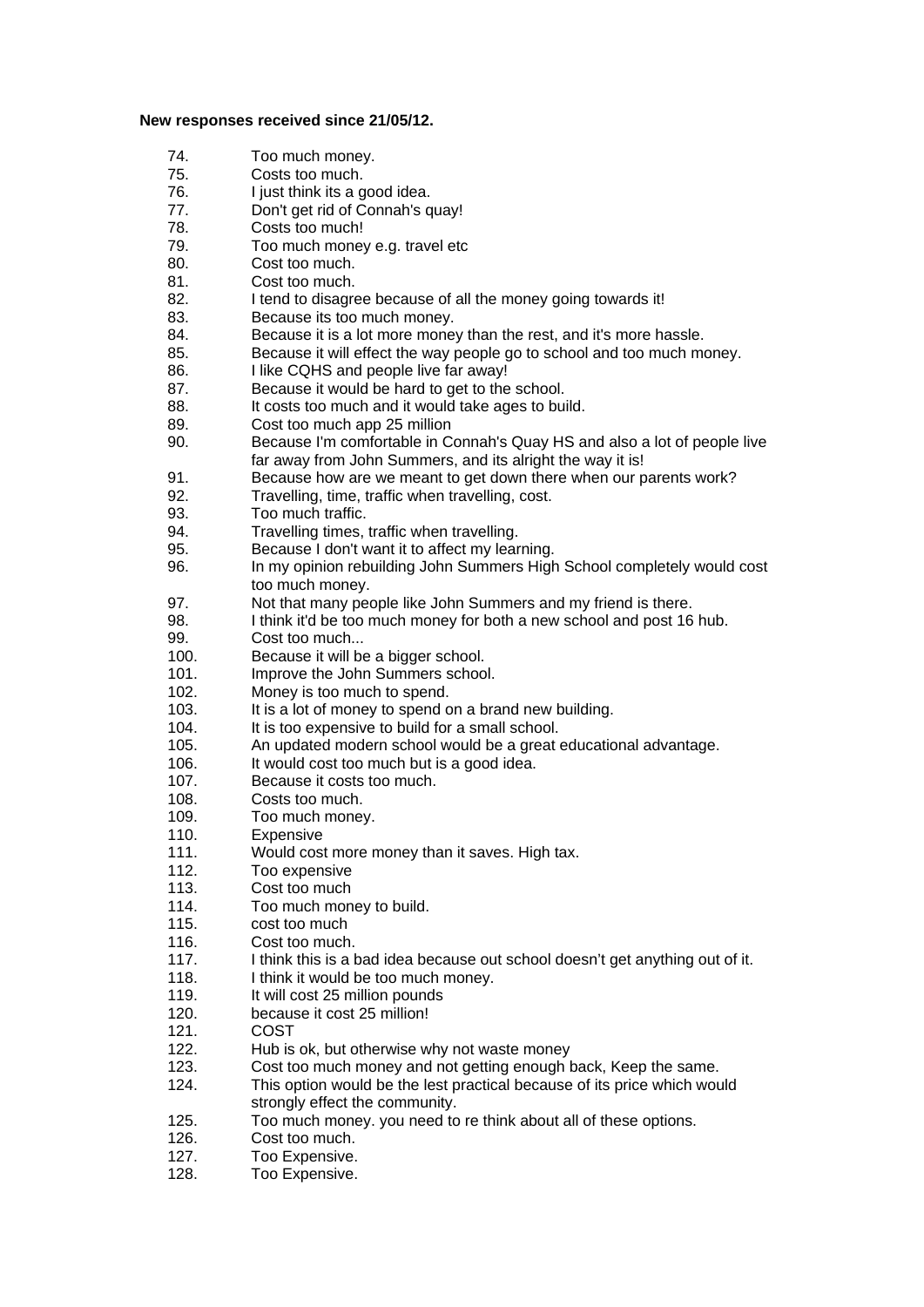**New responses received since 21/05/12.**

74. Too much money.
75. Costs too much.
76. I just think its a good idea.
77. Don't get rid of Connah's quay!
78. Costs too much!
79. Too much money e.g. travel etc
80. Cost too much.
81. Cost too much.
82. I tend to disagree because of all the money going towards it!
83. Because its too much money.
84. Because it is a lot more money than the rest, and it's more hassle.
85. Because it will effect the way people go to school and too much money.
86. I like CQHS and people live far away!
87. Because it would be hard to get to the school.
88. It costs too much and it would take ages to build.
89. Cost too much app 25 million
90. Because I'm comfortable in Connah's Quay HS and also a lot of people live far away from John Summers, and its alright the way it is!
91. Because how are we meant to get down there when our parents work?
92. Travelling, time, traffic when travelling, cost.
93. Too much traffic.
94. Travelling times, traffic when travelling.
95. Because I don't want it to affect my learning.
96. In my opinion rebuilding John Summers High School completely would cost too much money.
97. Not that many people like John Summers and my friend is there.
98. I think it'd be too much money for both a new school and post 16 hub.
99. Cost too much...
100. Because it will be a bigger school.
101. Improve the John Summers school.
102. Money is too much to spend.
103. It is a lot of money to spend on a brand new building.
104. It is too expensive to build for a small school.
105. An updated modern school would be a great educational advantage.
106. It would cost too much but is a good idea.
107. Because it costs too much.
108. Costs too much.
109. Too much money.
110. Expensive
111. Would cost more money than it saves. High tax.
112. Too expensive
113. Cost too much
114. Too much money to build.
115. cost too much
116. Cost too much.
117. I think this is a bad idea because out school doesn't get anything out of it.
118. I think it would be too much money.
119. It will cost 25 million pounds
120. because it cost 25 million!
121. COST
122. Hub is ok, but otherwise why not waste money
123. Cost too much money and not getting enough back, Keep the same.
124. This option would be the lest practical because of its price which would strongly effect the community.
125. Too much money. you need to re think about all of these options.
126. Cost too much.
127. Too Expensive.
128. Too Expensive.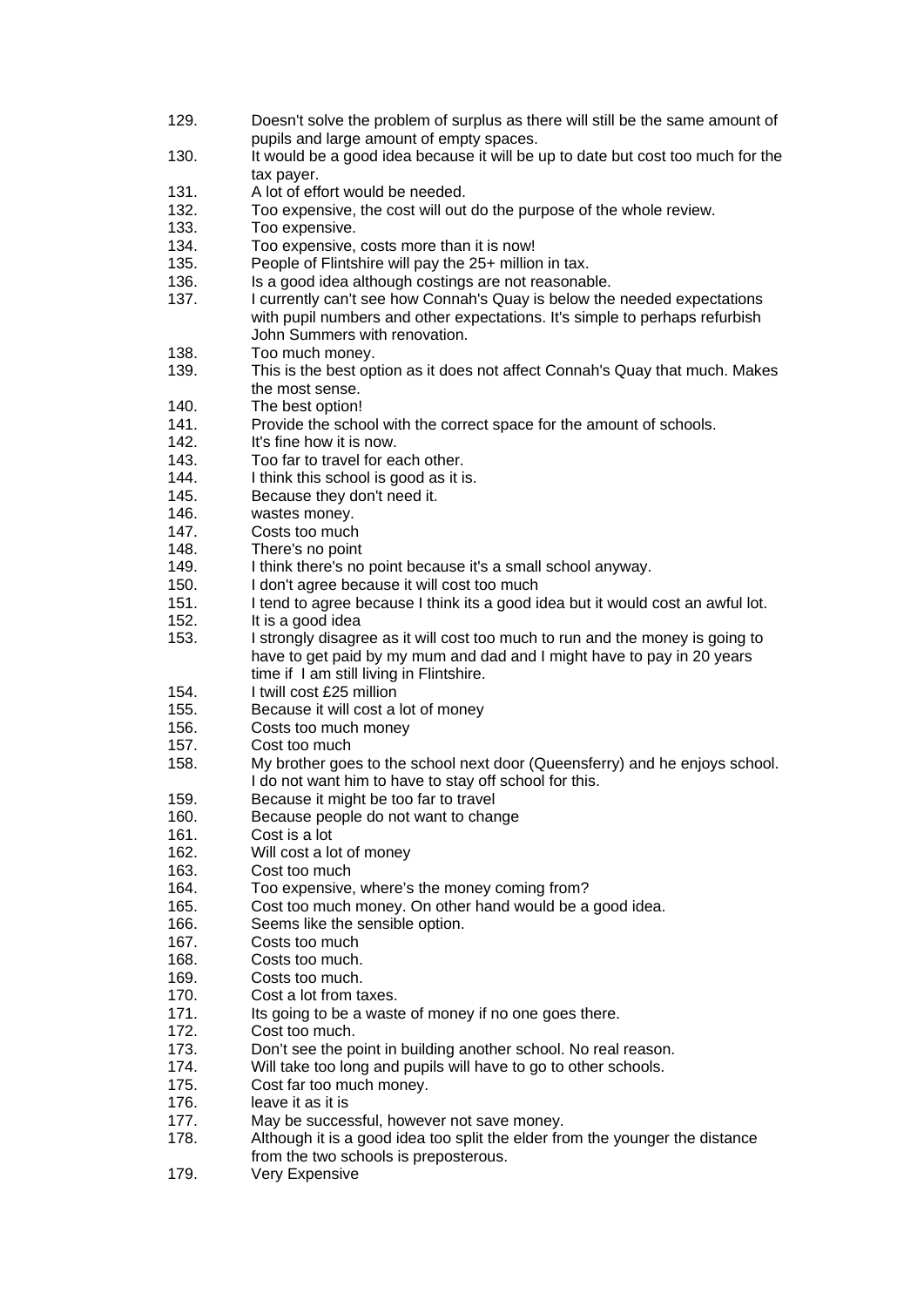129. Doesn't solve the problem of surplus as there will still be the same amount of pupils and large amount of empty spaces.
130. It would be a good idea because it will be up to date but cost too much for the tax payer.
131. A lot of effort would be needed.
132. Too expensive, the cost will out do the purpose of the whole review.
133. Too expensive.
134. Too expensive, costs more than it is now!
135. People of Flintshire will pay the 25+ million in tax.
136. Is a good idea although costings are not reasonable.
137. I currently can't see how Connah's Quay is below the needed expectations with pupil numbers and other expectations. It's simple to perhaps refurbish John Summers with renovation.
138. Too much money.
139. This is the best option as it does not affect Connah's Quay that much. Makes the most sense.
140. The best option!
141. Provide the school with the correct space for the amount of schools.
142. It's fine how it is now.
143. Too far to travel for each other.
144. I think this school is good as it is.
145. Because they don't need it.
146. wastes money.
147. Costs too much
148. There's no point
149. I think there's no point because it's a small school anyway.
150. I don't agree because it will cost too much
151. I tend to agree because I think its a good idea but it would cost an awful lot.
152. It is a good idea
153. I strongly disagree as it will cost too much to run and the money is going to have to get paid by my mum and dad and I might have to pay in 20 years time if I am still living in Flintshire.
154. I twill cost £25 million
155. Because it will cost a lot of money
156. Costs too much money
157. Cost too much
158. My brother goes to the school next door (Queensferry) and he enjoys school. I do not want him to have to stay off school for this.
159. Because it might be too far to travel
160. Because people do not want to change
161. Cost is a lot
162. Will cost a lot of money
163. Cost too much
164. Too expensive, where's the money coming from?
165. Cost too much money. On other hand would be a good idea.
166. Seems like the sensible option.
167. Costs too much
168. Costs too much.
169. Costs too much.
170. Cost a lot from taxes.
171. Its going to be a waste of money if no one goes there.
172. Cost too much.
173. Don't see the point in building another school. No real reason.
174. Will take too long and pupils will have to go to other schools.
175. Cost far too much money.
176. leave it as it is
177. May be successful, however not save money.
178. Although it is a good idea too split the elder from the younger the distance from the two schools is preposterous.
179. Very Expensive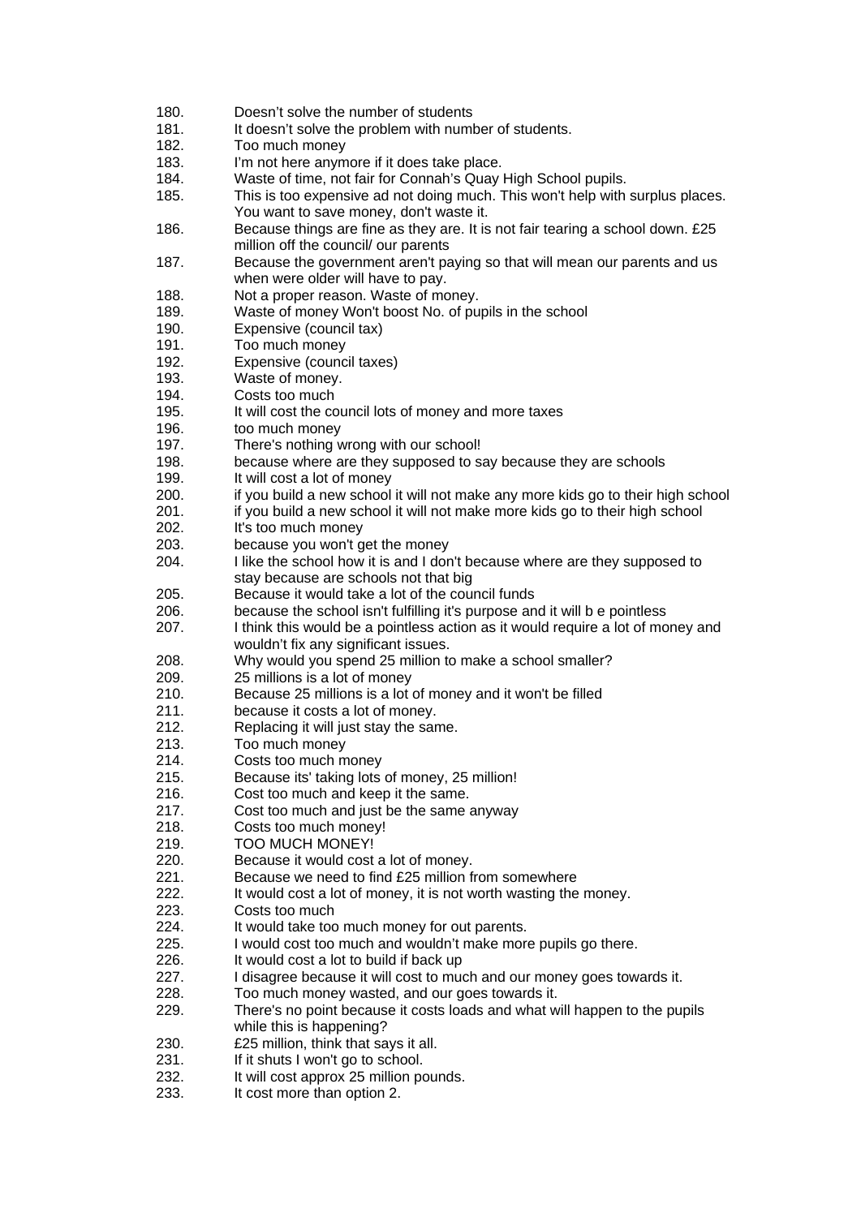180. Doesn't solve the number of students
181. It doesn't solve the problem with number of students.
182. Too much money
183. I'm not here anymore if it does take place.
184. Waste of time, not fair for Connah's Quay High School pupils.
185. This is too expensive ad not doing much. This won't help with surplus places. You want to save money, don't waste it.
186. Because things are fine as they are. It is not fair tearing a school down. £25 million off the council/ our parents
187. Because the government aren't paying so that will mean our parents and us when were older will have to pay.
188. Not a proper reason. Waste of money.
189. Waste of money Won't boost No. of pupils in the school
190. Expensive (council tax)
191. Too much money
192. Expensive (council taxes)
193. Waste of money.
194. Costs too much
195. It will cost the council lots of money and more taxes
196. too much money
197. There's nothing wrong with our school!
198. because where are they supposed to say because they are schools
199. It will cost a lot of money
200. if you build a new school it will not make any more kids go to their high school
201. if you build a new school it will not make more kids go to their high school
202. It's too much money
203. because you won't get the money
204. I like the school how it is and I don't because where are they supposed to stay because are schools not that big
205. Because it would take a lot of the council funds
206. because the school isn't fulfilling it's purpose and it will b e pointless
207. I think this would be a pointless action as it would require a lot of money and wouldn't fix any significant issues.
208. Why would you spend 25 million to make a school smaller?
209. 25 millions is a lot of money
210. Because 25 millions is a lot of money and it won't be filled
211. because it costs a lot of money.
212. Replacing it will just stay the same.
213. Too much money
214. Costs too much money
215. Because its' taking lots of money, 25 million!
216. Cost too much and keep it the same.
217. Cost too much and just be the same anyway
218. Costs too much money!
219. TOO MUCH MONEY!
220. Because it would cost a lot of money.
221. Because we need to find £25 million from somewhere
222. It would cost a lot of money, it is not worth wasting the money.
223. Costs too much
224. It would take too much money for out parents.
225. I would cost too much and wouldn't make more pupils go there.
226. It would cost a lot to build if back up
227. I disagree because it will cost to much and our money goes towards it.
228. Too much money wasted, and our goes towards it.
229. There's no point because it costs loads and what will happen to the pupils while this is happening?
230. £25 million, think that says it all.
231. If it shuts I won't go to school.
232. It will cost approx 25 million pounds.
233. It cost more than option 2.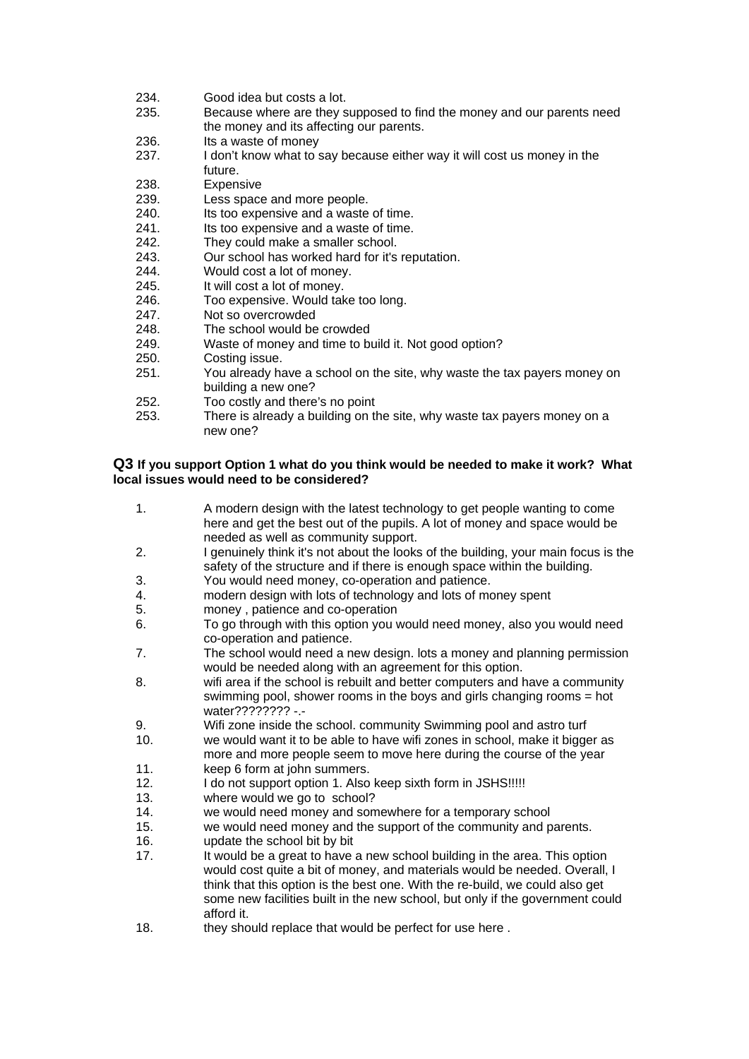234. Good idea but costs a lot.
235. Because where are they supposed to find the money and our parents need the money and its affecting our parents.
236. Its a waste of money
237. I don't know what to say because either way it will cost us money in the future.
238. Expensive
239. Less space and more people.
240. Its too expensive and a waste of time.
241. Its too expensive and a waste of time.
242. They could make a smaller school.
243. Our school has worked hard for it's reputation.
244. Would cost a lot of money.
245. It will cost a lot of money.
246. Too expensive. Would take too long.
247. Not so overcrowded
248. The school would be crowded
249. Waste of money and time to build it. Not good option?
250. Costing issue.
251. You already have a school on the site, why waste the tax payers money on building a new one?
252. Too costly and there's no point
253. There is already a building on the site, why waste tax payers money on a new one?

**Q3 If you support Option 1 what do you think would be needed to make it work? What local issues would need to be considered?**

1. A modern design with the latest technology to get people wanting to come here and get the best out of the pupils. A lot of money and space would be needed as well as community support.
2. I genuinely think it's not about the looks of the building, your main focus is the safety of the structure and if there is enough space within the building.
3. You would need money, co-operation and patience.
4. modern design with lots of technology and lots of money spent
5. money , patience and co-operation
6. To go through with this option you would need money, also you would need co-operation and patience.
7. The school would need a new design. lots a money and planning permission would be needed along with an agreement for this option.
8. wifi area if the school is rebuilt and better computers and have a community swimming pool, shower rooms in the boys and girls changing rooms = hot water???????? -.-
9. Wifi zone inside the school. community Swimming pool and astro turf
10. we would want it to be able to have wifi zones in school, make it bigger as more and more people seem to move here during the course of the year
11. keep 6 form at john summers.
12. I do not support option 1. Also keep sixth form in JSHS!!!!!
13. where would we go to school?
14. we would need money and somewhere for a temporary school
15. we would need money and the support of the community and parents.
16. update the school bit by bit
17. It would be a great to have a new school building in the area. This option would cost quite a bit of money, and materials would be needed. Overall, I think that this option is the best one. With the re-build, we could also get some new facilities built in the new school, but only if the government could afford it.
18. they should replace that would be perfect for use here .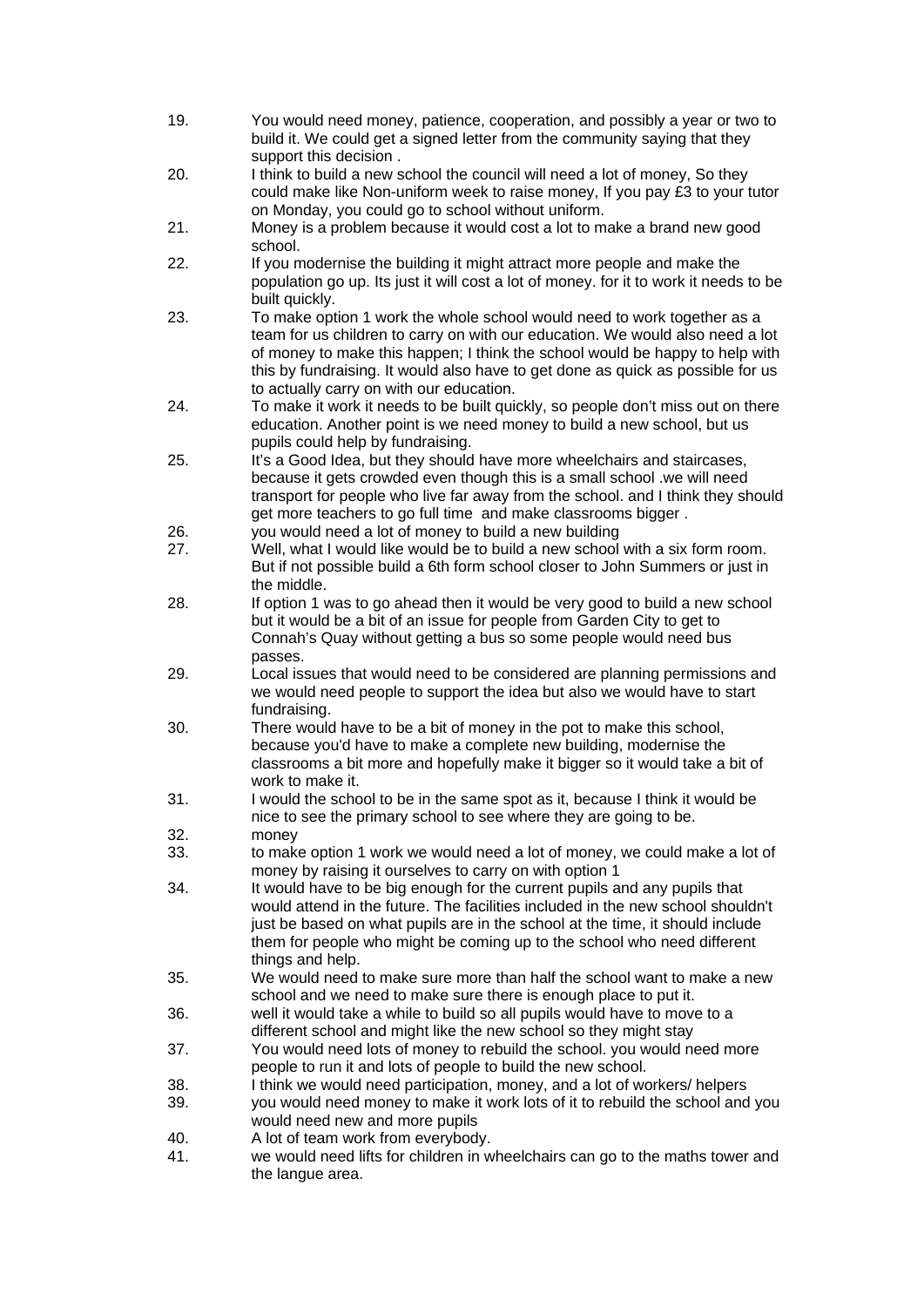19. You would need money, patience, cooperation, and possibly a year or two to build it. We could get a signed letter from the community saying that they support this decision .
20. I think to build a new school the council will need a lot of money, So they could make like Non-uniform week to raise money, If you pay £3 to your tutor on Monday, you could go to school without uniform.
21. Money is a problem because it would cost a lot to make a brand new good school.
22. If you modernise the building it might attract more people and make the population go up. Its just it will cost a lot of money. for it to work it needs to be built quickly.
23. To make option 1 work the whole school would need to work together as a team for us children to carry on with our education. We would also need a lot of money to make this happen; I think the school would be happy to help with this by fundraising. It would also have to get done as quick as possible for us to actually carry on with our education.
24. To make it work it needs to be built quickly, so people don't miss out on there education. Another point is we need money to build a new school, but us pupils could help by fundraising.
25. It's a Good Idea, but they should have more wheelchairs and staircases, because it gets crowded even though this is a small school .we will need transport for people who live far away from the school. and I think they should get more teachers to go full time and make classrooms bigger .
26. you would need a lot of money to build a new building
27. Well, what I would like would be to build a new school with a six form room. But if not possible build a 6th form school closer to John Summers or just in the middle.
28. If option 1 was to go ahead then it would be very good to build a new school but it would be a bit of an issue for people from Garden City to get to Connah's Quay without getting a bus so some people would need bus passes.
29. Local issues that would need to be considered are planning permissions and we would need people to support the idea but also we would have to start fundraising.
30. There would have to be a bit of money in the pot to make this school, because you'd have to make a complete new building, modernise the classrooms a bit more and hopefully make it bigger so it would take a bit of work to make it.
31. I would the school to be in the same spot as it, because I think it would be nice to see the primary school to see where they are going to be.
32. money
33. to make option 1 work we would need a lot of money, we could make a lot of money by raising it ourselves to carry on with option 1
34. It would have to be big enough for the current pupils and any pupils that would attend in the future. The facilities included in the new school shouldn't just be based on what pupils are in the school at the time, it should include them for people who might be coming up to the school who need different things and help.
35. We would need to make sure more than half the school want to make a new school and we need to make sure there is enough place to put it.
36. well it would take a while to build so all pupils would have to move to a different school and might like the new school so they might stay
37. You would need lots of money to rebuild the school. you would need more people to run it and lots of people to build the new school.
38. I think we would need participation, money, and a lot of workers/ helpers
39. you would need money to make it work lots of it to rebuild the school and you would need new and more pupils
40. A lot of team work from everybody.
41. we would need lifts for children in wheelchairs can go to the maths tower and the langue area.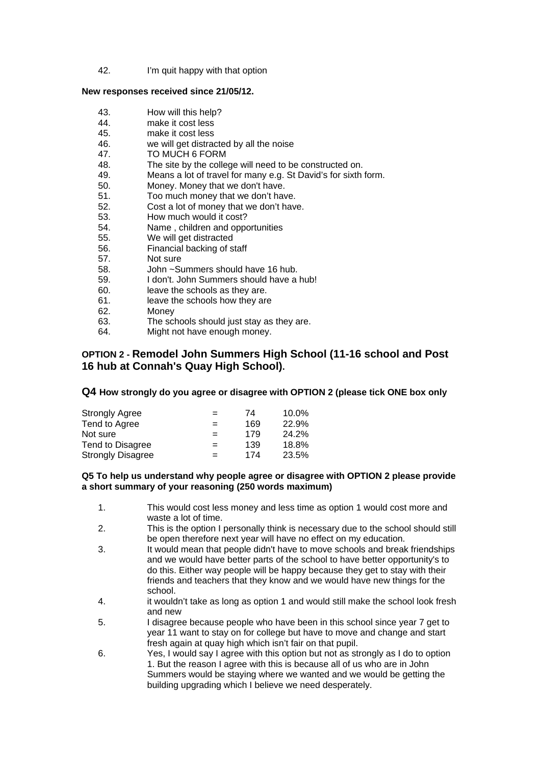42. I'm quit happy with that option

**New responses received since 21/05/12.**

43. How will this help?
44. make it cost less
45. make it cost less
46. we will get distracted by all the noise
47. TO MUCH 6 FORM
48. The site by the college will need to be constructed on.
49. Means a lot of travel for many e.g. St David's for sixth form.
50. Money. Money that we don't have.
51. Too much money that we don't have.
52. Cost a lot of money that we don't have.
53. How much would it cost?
54. Name , children and opportunities
55. We will get distracted
56. Financial backing of staff
57. Not sure
58. John ~Summers should have 16 hub.
59. I don't. John Summers should have a hub!
60. leave the schools as they are.
61. leave the schools how they are
62. Money
63. The schools should just stay as they are.
64. Might not have enough money.

## OPTION 2 - Remodel John Summers High School (11-16 school and Post 16 hub at Connah's Quay High School).

### Q4 How strongly do you agree or disagree with OPTION 2 (please tick ONE box only

| | | | |
|---|---|---|---|
| Strongly Agree | = | 74 | 10.0% |
| Tend to Agree | = | 169 | 22.9% |
| Not sure | = | 179 | 24.2% |
| Tend to Disagree | = | 139 | 18.8% |
| Strongly Disagree | = | 174 | 23.5% |

**Q5 To help us understand why people agree or disagree with OPTION 2 please provide a short summary of your reasoning (250 words maximum)**

1. This would cost less money and less time as option 1 would cost more and waste a lot of time.
2. This is the option I personally think is necessary due to the school should still be open therefore next year will have no effect on my education.
3. It would mean that people didn't have to move schools and break friendships and we would have better parts of the school to have better opportunity's to do this. Either way people will be happy because they get to stay with their friends and teachers that they know and we would have new things for the school.
4. it wouldn't take as long as option 1 and would still make the school look fresh and new
5. I disagree because people who have been in this school since year 7 get to year 11 want to stay on for college but have to move and change and start fresh again at quay high which isn't fair on that pupil.
6. Yes, I would say I agree with this option but not as strongly as I do to option 1. But the reason I agree with this is because all of us who are in John Summers would be staying where we wanted and we would be getting the building upgrading which I believe we need desperately.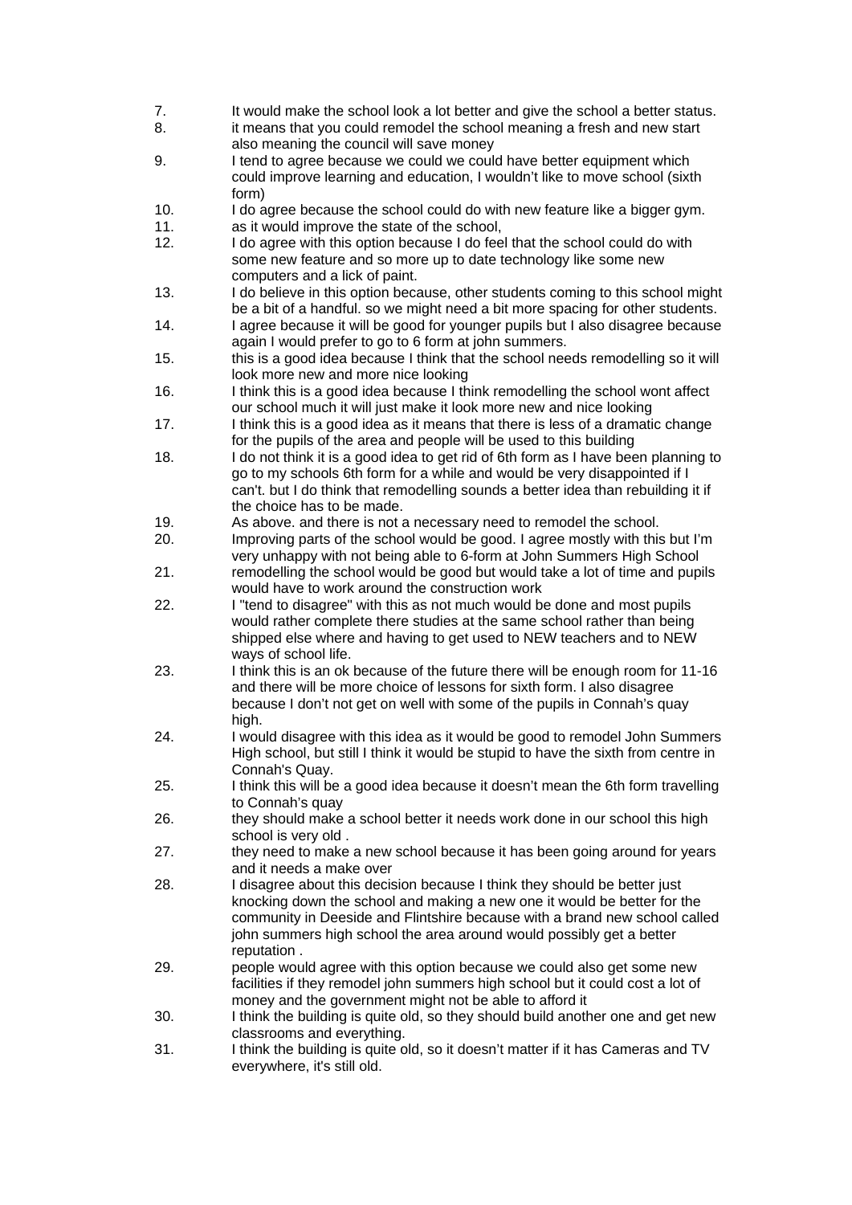7. It would make the school look a lot better and give the school a better status.
8. it means that you could remodel the school meaning a fresh and new start also meaning the council will save money
9. I tend to agree because we could we could have better equipment which could improve learning and education, I wouldn't like to move school (sixth form)
10. I do agree because the school could do with new feature like a bigger gym.
11. as it would improve the state of the school,
12. I do agree with this option because I do feel that the school could do with some new feature and so more up to date technology like some new computers and a lick of paint.
13. I do believe in this option because, other students coming to this school might be a bit of a handful. so we might need a bit more spacing for other students.
14. I agree because it will be good for younger pupils but I also disagree because again I would prefer to go to 6 form at john summers.
15. this is a good idea because I think that the school needs remodelling so it will look more new and more nice looking
16. I think this is a good idea because I think remodelling the school wont affect our school much it will just make it look more new and nice looking
17. I think this is a good idea as it means that there is less of a dramatic change for the pupils of the area and people will be used to this building
18. I do not think it is a good idea to get rid of 6th form as I have been planning to go to my schools 6th form for a while and would be very disappointed if I can't. but I do think that remodelling sounds a better idea than rebuilding it if the choice has to be made.
19. As above. and there is not a necessary need to remodel the school.
20. Improving parts of the school would be good. I agree mostly with this but I'm very unhappy with not being able to 6-form at John Summers High School
21. remodelling the school would be good but would take a lot of time and pupils would have to work around the construction work
22. I "tend to disagree" with this as not much would be done and most pupils would rather complete there studies at the same school rather than being shipped else where and having to get used to NEW teachers and to NEW ways of school life.
23. I think this is an ok because of the future there will be enough room for 11-16 and there will be more choice of lessons for sixth form. I also disagree because I don't not get on well with some of the pupils in Connah's quay high.
24. I would disagree with this idea as it would be good to remodel John Summers High school, but still I think it would be stupid to have the sixth from centre in Connah's Quay.
25. I think this will be a good idea because it doesn't mean the 6th form travelling to Connah's quay
26. they should make a school better it needs work done in our school this high school is very old .
27. they need to make a new school because it has been going around for years and it needs a make over
28. I disagree about this decision because I think they should be better just knocking down the school and making a new one it would be better for the community in Deeside and Flintshire because with a brand new school called john summers high school the area around would possibly get a better reputation .
29. people would agree with this option because we could also get some new facilities if they remodel john summers high school but it could cost a lot of money and the government might not be able to afford it
30. I think the building is quite old, so they should build another one and get new classrooms and everything.
31. I think the building is quite old, so it doesn't matter if it has Cameras and TV everywhere, it's still old.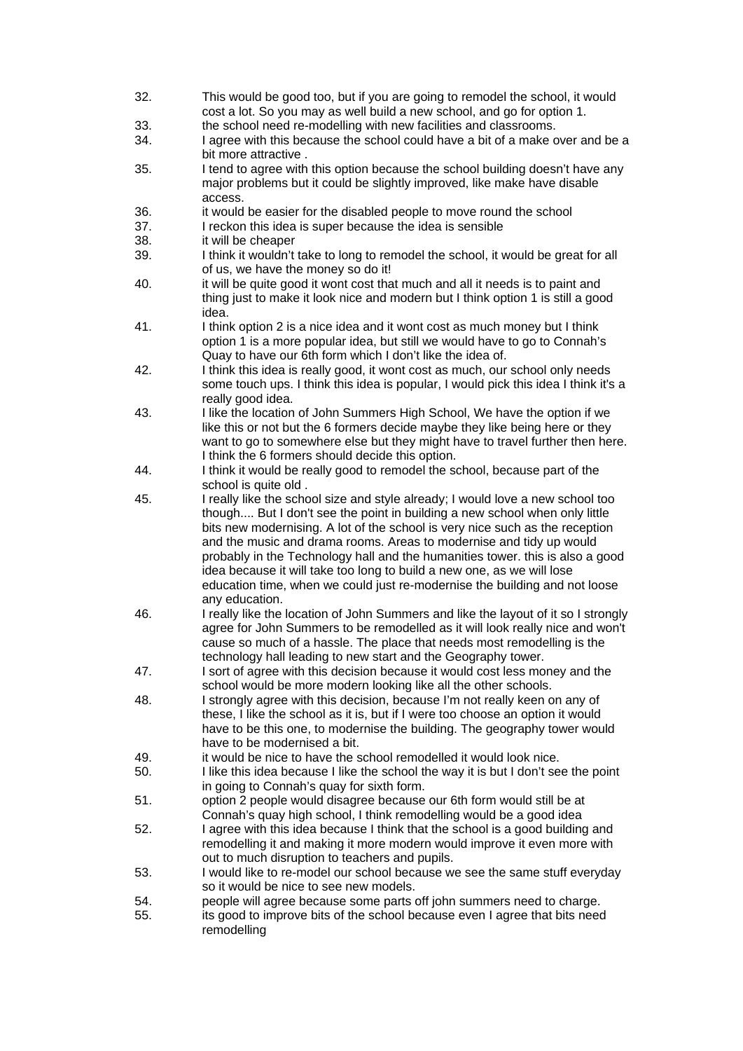32. This would be good too, but if you are going to remodel the school, it would cost a lot. So you may as well build a new school, and go for option 1.
33. the school need re-modelling with new facilities and classrooms.
34. I agree with this because the school could have a bit of a make over and be a bit more attractive .
35. I tend to agree with this option because the school building doesn't have any major problems but it could be slightly improved, like make have disable access.
36. it would be easier for the disabled people to move round the school
37. I reckon this idea is super because the idea is sensible
38. it will be cheaper
39. I think it wouldn't take to long to remodel the school, it would be great for all of us, we have the money so do it!
40. it will be quite good it wont cost that much and all it needs is to paint and thing just to make it look nice and modern but I think option 1 is still a good idea.
41. I think option 2 is a nice idea and it wont cost as much money but I think option 1 is a more popular idea, but still we would have to go to Connah's Quay to have our 6th form which I don't like the idea of.
42. I think this idea is really good, it wont cost as much, our school only needs some touch ups. I think this idea is popular, I would pick this idea I think it's a really good idea.
43. I like the location of John Summers High School, We have the option if we like this or not but the 6 formers decide maybe they like being here or they want to go to somewhere else but they might have to travel further then here. I think the 6 formers should decide this option.
44. I think it would be really good to remodel the school, because part of the school is quite old .
45. I really like the school size and style already; I would love a new school too though.... But I don't see the point in building a new school when only little bits new modernising. A lot of the school is very nice such as the reception and the music and drama rooms. Areas to modernise and tidy up would probably in the Technology hall and the humanities tower. this is also a good idea because it will take too long to build a new one, as we will lose education time, when we could just re-modernise the building and not loose any education.
46. I really like the location of John Summers and like the layout of it so I strongly agree for John Summers to be remodelled as it will look really nice and won't cause so much of a hassle. The place that needs most remodelling is the technology hall leading to new start and the Geography tower.
47. I sort of agree with this decision because it would cost less money and the school would be more modern looking like all the other schools.
48. I strongly agree with this decision, because I'm not really keen on any of these, I like the school as it is, but if I were too choose an option it would have to be this one, to modernise the building. The geography tower would have to be modernised a bit.
49. it would be nice to have the school remodelled it would look nice.
50. I like this idea because I like the school the way it is but I don't see the point in going to Connah's quay for sixth form.
51. option 2 people would disagree because our 6th form would still be at Connah's quay high school, I think remodelling would be a good idea
52. I agree with this idea because I think that the school is a good building and remodelling it and making it more modern would improve it even more with out to much disruption to teachers and pupils.
53. I would like to re-model our school because we see the same stuff everyday so it would be nice to see new models.
54. people will agree because some parts off john summers need to charge.
55. its good to improve bits of the school because even I agree that bits need remodelling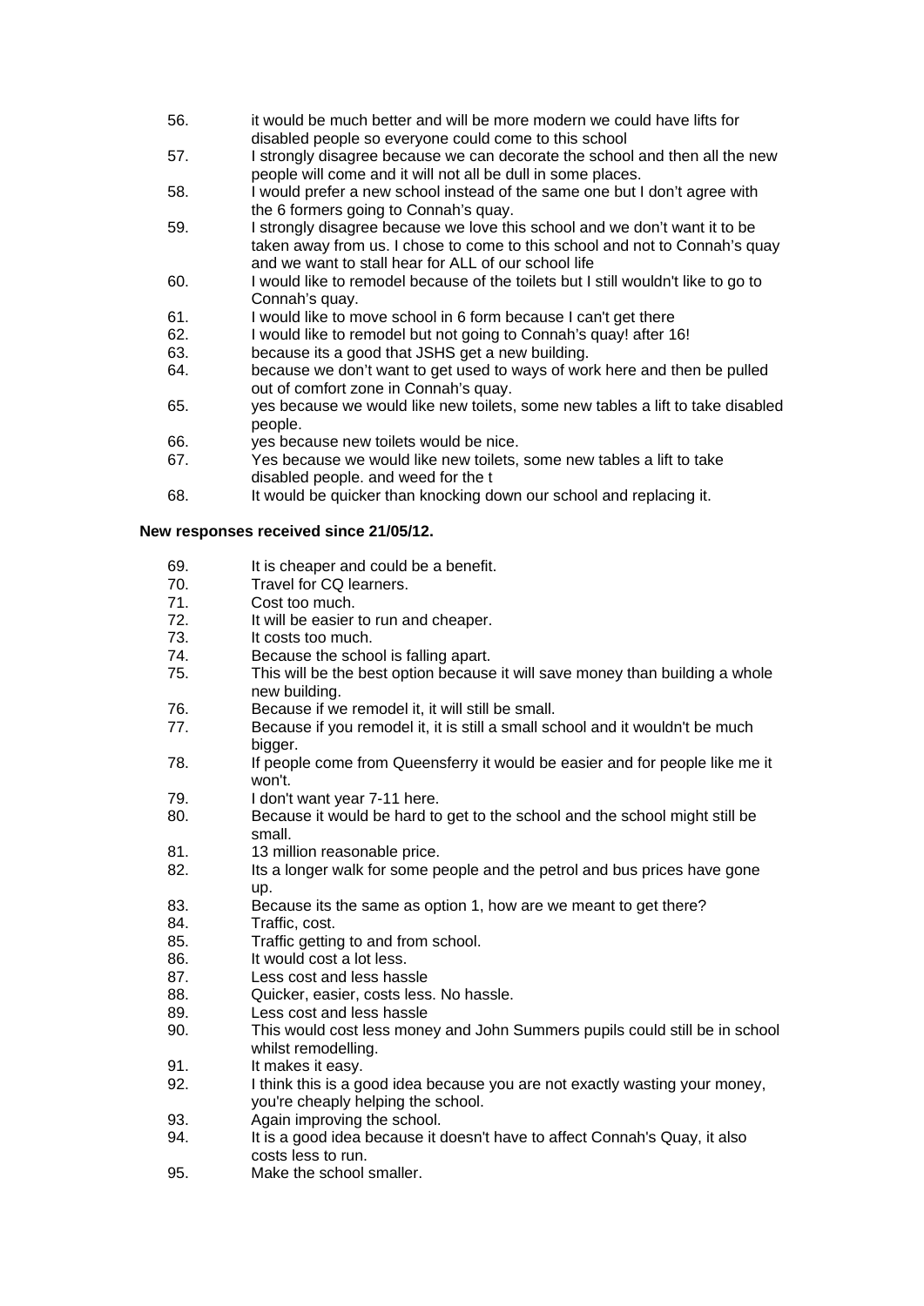56. it would be much better and will be more modern we could have lifts for disabled people so everyone could come to this school
57. I strongly disagree because we can decorate the school and then all the new people will come and it will not all be dull in some places.
58. I would prefer a new school instead of the same one but I don't agree with the 6 formers going to Connah's quay.
59. I strongly disagree because we love this school and we don't want it to be taken away from us. I chose to come to this school and not to Connah's quay and we want to stall hear for ALL of our school life
60. I would like to remodel because of the toilets but I still wouldn't like to go to Connah's quay.
61. I would like to move school in 6 form because I can't get there
62. I would like to remodel but not going to Connah's quay! after 16!
63. because its a good that JSHS get a new building.
64. because we don't want to get used to ways of work here and then be pulled out of comfort zone in Connah's quay.
65. yes because we would like new toilets, some new tables a lift to take disabled people.
66. yes because new toilets would be nice.
67. Yes because we would like new toilets, some new tables a lift to take disabled people. and weed for the t
68. It would be quicker than knocking down our school and replacing it.

**New responses received since 21/05/12.**

69. It is cheaper and could be a benefit.
70. Travel for CQ learners.
71. Cost too much.
72. It will be easier to run and cheaper.
73. It costs too much.
74. Because the school is falling apart.
75. This will be the best option because it will save money than building a whole new building.
76. Because if we remodel it, it will still be small.
77. Because if you remodel it, it is still a small school and it wouldn't be much bigger.
78. If people come from Queensferry it would be easier and for people like me it won't.
79. I don't want year 7-11 here.
80. Because it would be hard to get to the school and the school might still be small.
81. 13 million reasonable price.
82. Its a longer walk for some people and the petrol and bus prices have gone up.
83. Because its the same as option 1, how are we meant to get there?
84. Traffic, cost.
85. Traffic getting to and from school.
86. It would cost a lot less.
87. Less cost and less hassle
88. Quicker, easier, costs less. No hassle.
89. Less cost and less hassle
90. This would cost less money and John Summers pupils could still be in school whilst remodelling.
91. It makes it easy.
92. I think this is a good idea because you are not exactly wasting your money, you're cheaply helping the school.
93. Again improving the school.
94. It is a good idea because it doesn't have to affect Connah's Quay, it also costs less to run.
95. Make the school smaller.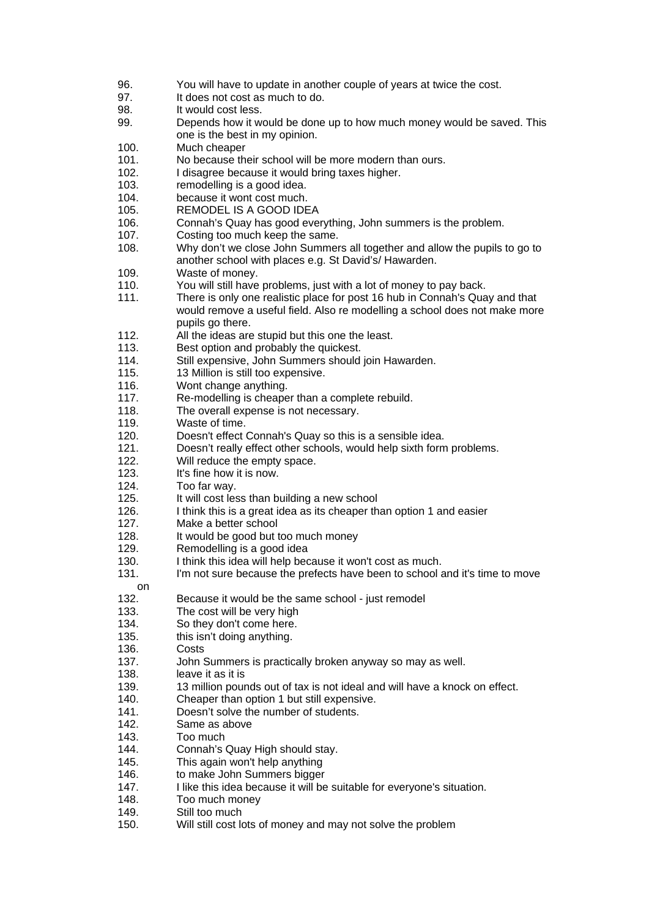96. You will have to update in another couple of years at twice the cost.
97. It does not cost as much to do.
98. It would cost less.
99. Depends how it would be done up to how much money would be saved. This one is the best in my opinion.
100. Much cheaper
101. No because their school will be more modern than ours.
102. I disagree because it would bring taxes higher.
103. remodelling is a good idea.
104. because it wont cost much.
105. REMODEL IS A GOOD IDEA
106. Connah's Quay has good everything, John summers is the problem.
107. Costing too much keep the same.
108. Why don't we close John Summers all together and allow the pupils to go to another school with places e.g. St David's/ Hawarden.
109. Waste of money.
110. You will still have problems, just with a lot of money to pay back.
111. There is only one realistic place for post 16 hub in Connah's Quay and that would remove a useful field. Also re modelling a school does not make more pupils go there.
112. All the ideas are stupid but this one the least.
113. Best option and probably the quickest.
114. Still expensive, John Summers should join Hawarden.
115. 13 Million is still too expensive.
116. Wont change anything.
117. Re-modelling is cheaper than a complete rebuild.
118. The overall expense is not necessary.
119. Waste of time.
120. Doesn't effect Connah's Quay so this is a sensible idea.
121. Doesn't really effect other schools, would help sixth form problems.
122. Will reduce the empty space.
123. It's fine how it is now.
124. Too far way.
125. It will cost less than building a new school
126. I think this is a great idea as its cheaper than option 1 and easier
127. Make a better school
128. It would be good but too much money
129. Remodelling is a good idea
130. I think this idea will help because it won't cost as much.
131. I'm not sure because the prefects have been to school and it's time to move on
132. Because it would be the same school - just remodel
133. The cost will be very high
134. So they don't come here.
135. this isn't doing anything.
136. Costs
137. John Summers is practically broken anyway so may as well.
138. leave it as it is
139. 13 million pounds out of tax is not ideal and will have a knock on effect.
140. Cheaper than option 1 but still expensive.
141. Doesn't solve the number of students.
142. Same as above
143. Too much
144. Connah's Quay High should stay.
145. This again won't help anything
146. to make John Summers bigger
147. I like this idea because it will be suitable for everyone's situation.
148. Too much money
149. Still too much
150. Will still cost lots of money and may not solve the problem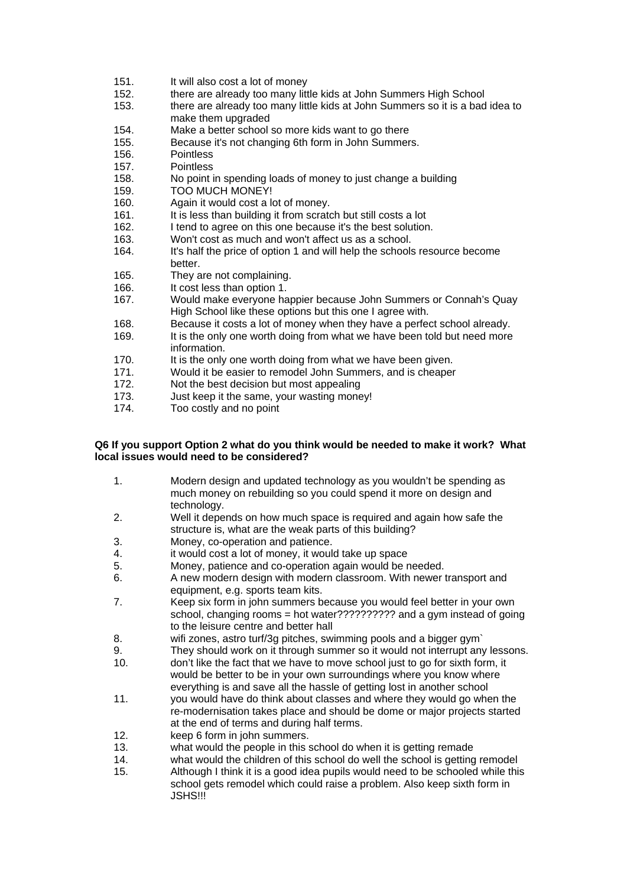151. It will also cost a lot of money
152. there are already too many little kids at John Summers High School
153. there are already too many little kids at John Summers so it is a bad idea to make them upgraded
154. Make a better school so more kids want to go there
155. Because it's not changing 6th form in John Summers.
156. Pointless
157. Pointless
158. No point in spending loads of money to just change a building
159. TOO MUCH MONEY!
160. Again it would cost a lot of money.
161. It is less than building it from scratch but still costs a lot
162. I tend to agree on this one because it's the best solution.
163. Won't cost as much and won't affect us as a school.
164. It's half the price of option 1 and will help the schools resource become better.
165. They are not complaining.
166. It cost less than option 1.
167. Would make everyone happier because John Summers or Connah's Quay High School like these options but this one I agree with.
168. Because it costs a lot of money when they have a perfect school already.
169. It is the only one worth doing from what we have been told but need more information.
170. It is the only one worth doing from what we have been given.
171. Would it be easier to remodel John Summers, and is cheaper
172. Not the best decision but most appealing
173. Just keep it the same, your wasting money!
174. Too costly and no point

**Q6 If you support Option 2 what do you think would be needed to make it work? What local issues would need to be considered?**

1. Modern design and updated technology as you wouldn't be spending as much money on rebuilding so you could spend it more on design and technology.
2. Well it depends on how much space is required and again how safe the structure is, what are the weak parts of this building?
3. Money, co-operation and patience.
4. it would cost a lot of money, it would take up space
5. Money, patience and co-operation again would be needed.
6. A new modern design with modern classroom. With newer transport and equipment, e.g. sports team kits.
7. Keep six form in john summers because you would feel better in your own school, changing rooms = hot water?????????? and a gym instead of going to the leisure centre and better hall
8. wifi zones, astro turf/3g pitches, swimming pools and a bigger gym`
9. They should work on it through summer so it would not interrupt any lessons.
10. don't like the fact that we have to move school just to go for sixth form, it would be better to be in your own surroundings where you know where everything is and save all the hassle of getting lost in another school
11. you would have do think about classes and where they would go when the re-modernisation takes place and should be dome or major projects started at the end of terms and during half terms.
12. keep 6 form in john summers.
13. what would the people in this school do when it is getting remade
14. what would the children of this school do well the school is getting remodel
15. Although I think it is a good idea pupils would need to be schooled while this school gets remodel which could raise a problem. Also keep sixth form in JSHS!!!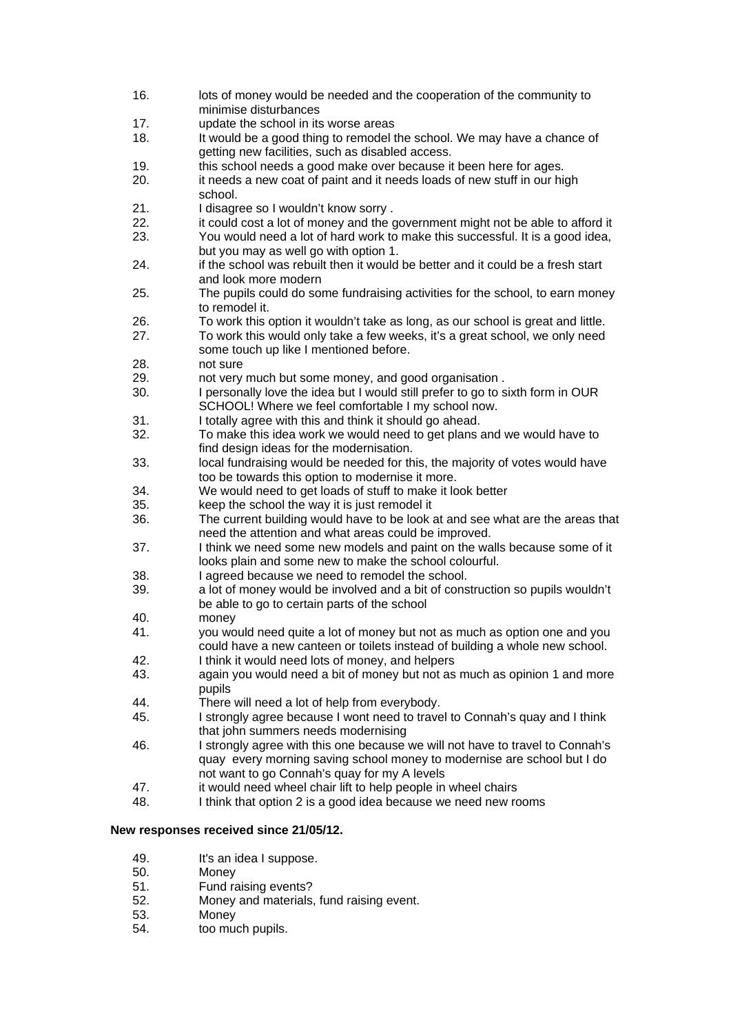16. lots of money would be needed and the cooperation of the community to minimise disturbances
17. update the school in its worse areas
18. It would be a good thing to remodel the school. We may have a chance of getting new facilities, such as disabled access.
19. this school needs a good make over because it been here for ages.
20. it needs a new coat of paint and it needs loads of new stuff in our high school.
21. I disagree so I wouldn't know sorry .
22. it could cost a lot of money and the government might not be able to afford it
23. You would need a lot of hard work to make this successful. It is a good idea, but you may as well go with option 1.
24. if the school was rebuilt then it would be better and it could be a fresh start and look more modern
25. The pupils could do some fundraising activities for the school, to earn money to remodel it.
26. To work this option it wouldn't take as long, as our school is great and little.
27. To work this would only take a few weeks, it's a great school, we only need some touch up like I mentioned before.
28. not sure
29. not very much but some money, and good organisation .
30. I personally love the idea but I would still prefer to go to sixth form in OUR SCHOOL! Where we feel comfortable I my school now.
31. I totally agree with this and think it should go ahead.
32. To make this idea work we would need to get plans and we would have to find design ideas for the modernisation.
33. local fundraising would be needed for this, the majority of votes would have too be towards this option to modernise it more.
34. We would need to get loads of stuff to make it look better
35. keep the school the way it is just remodel it
36. The current building would have to be look at and see what are the areas that need the attention and what areas could be improved.
37. I think we need some new models and paint on the walls because some of it looks plain and some new to make the school colourful.
38. I agreed because we need to remodel the school.
39. a lot of money would be involved and a bit of construction so pupils wouldn't be able to go to certain parts of the school
40. money
41. you would need quite a lot of money but not as much as option one and you could have a new canteen or toilets instead of building a whole new school.
42. I think it would need lots of money, and helpers
43. again you would need a bit of money but not as much as opinion 1 and more pupils
44. There will need a lot of help from everybody.
45. I strongly agree because I wont need to travel to Connah's quay and I think that john summers needs modernising
46. I strongly agree with this one because we will not have to travel to Connah's quay every morning saving school money to modernise are school but I do not want to go Connah's quay for my A levels
47. it would need wheel chair lift to help people in wheel chairs
48. I think that option 2 is a good idea because we need new rooms

**New responses received since 21/05/12.**

49. It's an idea I suppose.
50. Money
51. Fund raising events?
52. Money and materials, fund raising event.
53. Money
54. too much pupils.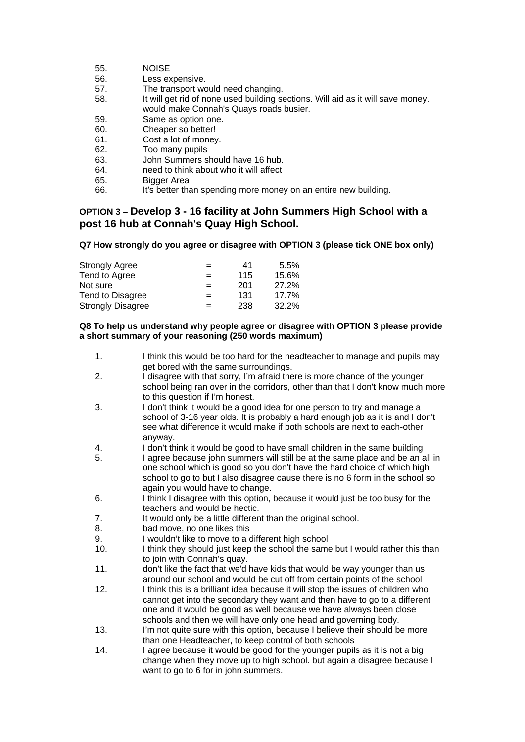55. NOISE
56. Less expensive.
57. The transport would need changing.
58. It will get rid of none used building sections. Will aid as it will save money. would make Connah's Quays roads busier.
59. Same as option one.
60. Cheaper so better!
61. Cost a lot of money.
62. Too many pupils
63. John Summers should have 16 hub.
64. need to think about who it will affect
65. Bigger Area
66. It's better than spending more money on an entire new building.

### OPTION 3 – Develop 3 - 16 facility at John Summers High School with a post 16 hub at Connah's Quay High School.

**Q7 How strongly do you agree or disagree with OPTION 3 (please tick ONE box only)**

| | | | |
|---|---|---|---|
| Strongly Agree | = | 41 | 5.5% |
| Tend to Agree | = | 115 | 15.6% |
| Not sure | = | 201 | 27.2% |
| Tend to Disagree | = | 131 | 17.7% |
| Strongly Disagree | = | 238 | 32.2% |

**Q8 To help us understand why people agree or disagree with OPTION 3 please provide a short summary of your reasoning (250 words maximum)**

1. I think this would be too hard for the headteacher to manage and pupils may get bored with the same surroundings.
2. I disagree with that sorry, I'm afraid there is more chance of the younger school being ran over in the corridors, other than that I don't know much more to this question if I'm honest.
3. I don't think it would be a good idea for one person to try and manage a school of 3-16 year olds. It is probably a hard enough job as it is and I don't see what difference it would make if both schools are next to each-other anyway.
4. I don't think it would be good to have small children in the same building
5. I agree because john summers will still be at the same place and be an all in one school which is good so you don't have the hard choice of which high school to go to but I also disagree cause there is no 6 form in the school so again you would have to change.
6. I think I disagree with this option, because it would just be too busy for the teachers and would be hectic.
7. It would only be a little different than the original school.
8. bad move, no one likes this
9. I wouldn't like to move to a different high school
10. I think they should just keep the school the same but I would rather this than to join with Connah's quay.
11. don't like the fact that we'd have kids that would be way younger than us around our school and would be cut off from certain points of the school
12. I think this is a brilliant idea because it will stop the issues of children who cannot get into the secondary they want and then have to go to a different one and it would be good as well because we have always been close schools and then we will have only one head and governing body.
13. I'm not quite sure with this option, because I believe their should be more than one Headteacher, to keep control of both schools
14. I agree because it would be good for the younger pupils as it is not a big change when they move up to high school. but again a disagree because I want to go to 6 for in john summers.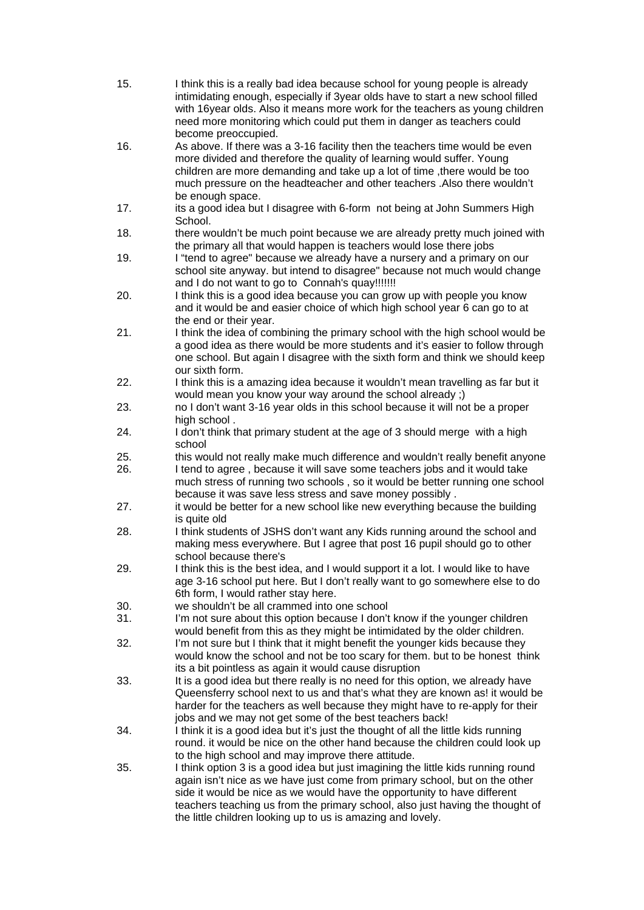15. I think this is a really bad idea because school for young people is already intimidating enough, especially if 3year olds have to start a new school filled with 16year olds. Also it means more work for the teachers as young children need more monitoring which could put them in danger as teachers could become preoccupied.
16. As above. If there was a 3-16 facility then the teachers time would be even more divided and therefore the quality of learning would suffer. Young children are more demanding and take up a lot of time ,there would be too much pressure on the headteacher and other teachers .Also there wouldn't be enough space.
17. its a good idea but I disagree with 6-form not being at John Summers High School.
18. there wouldn't be much point because we are already pretty much joined with the primary all that would happen is teachers would lose there jobs
19. I "tend to agree" because we already have a nursery and a primary on our school site anyway. but intend to disagree" because not much would change and I do not want to go to Connah's quay!!!!!!!
20. I think this is a good idea because you can grow up with people you know and it would be and easier choice of which high school year 6 can go to at the end or their year.
21. I think the idea of combining the primary school with the high school would be a good idea as there would be more students and it's easier to follow through one school. But again I disagree with the sixth form and think we should keep our sixth form.
22. I think this is a amazing idea because it wouldn't mean travelling as far but it would mean you know your way around the school already ;)
23. no I don't want 3-16 year olds in this school because it will not be a proper high school .
24. I don't think that primary student at the age of 3 should merge with a high school
25. this would not really make much difference and wouldn't really benefit anyone
26. I tend to agree , because it will save some teachers jobs and it would take much stress of running two schools , so it would be better running one school because it was save less stress and save money possibly .
27. it would be better for a new school like new everything because the building is quite old
28. I think students of JSHS don't want any Kids running around the school and making mess everywhere. But I agree that post 16 pupil should go to other school because there's
29. I think this is the best idea, and I would support it a lot. I would like to have age 3-16 school put here. But I don't really want to go somewhere else to do 6th form, I would rather stay here.
30. we shouldn't be all crammed into one school
31. I'm not sure about this option because I don't know if the younger children would benefit from this as they might be intimidated by the older children.
32. I'm not sure but I think that it might benefit the younger kids because they would know the school and not be too scary for them. but to be honest think its a bit pointless as again it would cause disruption
33. It is a good idea but there really is no need for this option, we already have Queensferry school next to us and that's what they are known as! it would be harder for the teachers as well because they might have to re-apply for their jobs and we may not get some of the best teachers back!
34. I think it is a good idea but it's just the thought of all the little kids running round. it would be nice on the other hand because the children could look up to the high school and may improve there attitude.
35. I think option 3 is a good idea but just imagining the little kids running round again isn't nice as we have just come from primary school, but on the other side it would be nice as we would have the opportunity to have different teachers teaching us from the primary school, also just having the thought of the little children looking up to us is amazing and lovely.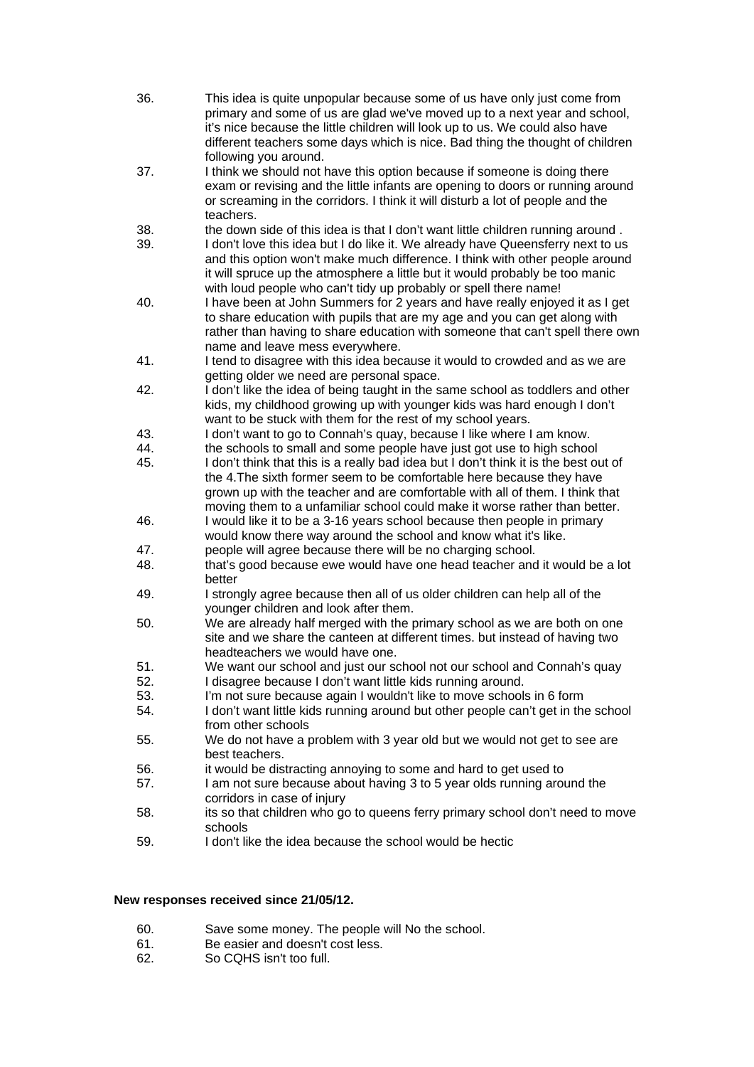36. This idea is quite unpopular because some of us have only just come from primary and some of us are glad we've moved up to a next year and school, it's nice because the little children will look up to us. We could also have different teachers some days which is nice. Bad thing the thought of children following you around.
37. I think we should not have this option because if someone is doing there exam or revising and the little infants are opening to doors or running around or screaming in the corridors. I think it will disturb a lot of people and the teachers.
38. the down side of this idea is that I don't want little children running around .
39. I don't love this idea but I do like it. We already have Queensferry next to us and this option won't make much difference. I think with other people around it will spruce up the atmosphere a little but it would probably be too manic with loud people who can't tidy up probably or spell there name!
40. I have been at John Summers for 2 years and have really enjoyed it as I get to share education with pupils that are my age and you can get along with rather than having to share education with someone that can't spell there own name and leave mess everywhere.
41. I tend to disagree with this idea because it would to crowded and as we are getting older we need are personal space.
42. I don't like the idea of being taught in the same school as toddlers and other kids, my childhood growing up with younger kids was hard enough I don't want to be stuck with them for the rest of my school years.
43. I don't want to go to Connah's quay, because I like where I am know.
44. the schools to small and some people have just got use to high school
45. I don't think that this is a really bad idea but I don't think it is the best out of the 4.The sixth former seem to be comfortable here because they have grown up with the teacher and are comfortable with all of them. I think that moving them to a unfamiliar school could make it worse rather than better.
46. I would like it to be a 3-16 years school because then people in primary would know there way around the school and know what it's like.
47. people will agree because there will be no charging school.
48. that's good because ewe would have one head teacher and it would be a lot better
49. I strongly agree because then all of us older children can help all of the younger children and look after them.
50. We are already half merged with the primary school as we are both on one site and we share the canteen at different times. but instead of having two headteachers we would have one.
51. We want our school and just our school not our school and Connah's quay
52. I disagree because I don't want little kids running around.
53. I'm not sure because again I wouldn't like to move schools in 6 form
54. I don't want little kids running around but other people can't get in the school from other schools
55. We do not have a problem with 3 year old but we would not get to see are best teachers.
56. it would be distracting annoying to some and hard to get used to
57. I am not sure because about having 3 to 5 year olds running around the corridors in case of injury
58. its so that children who go to queens ferry primary school don't need to move schools
59. I don't like the idea because the school would be hectic

**New responses received since 21/05/12.**

60. Save some money. The people will No the school.
61. Be easier and doesn't cost less.
62. So CQHS isn't too full.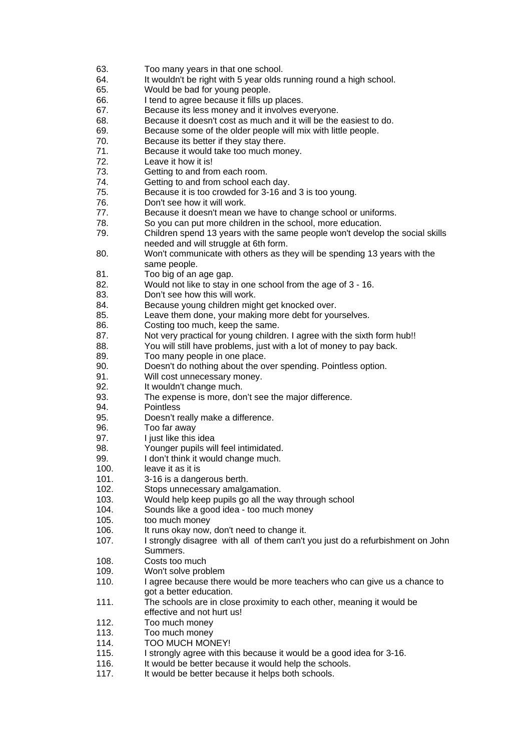63. Too many years in that one school.
64. It wouldn't be right with 5 year olds running round a high school.
65. Would be bad for young people.
66. I tend to agree because it fills up places.
67. Because its less money and it involves everyone.
68. Because it doesn't cost as much and it will be the easiest to do.
69. Because some of the older people will mix with little people.
70. Because its better if they stay there.
71. Because it would take too much money.
72. Leave it how it is!
73. Getting to and from each room.
74. Getting to and from school each day.
75. Because it is too crowded for 3-16 and 3 is too young.
76. Don't see how it will work.
77. Because it doesn't mean we have to change school or uniforms.
78. So you can put more children in the school, more education.
79. Children spend 13 years with the same people won't develop the social skills needed and will struggle at 6th form.
80. Won't communicate with others as they will be spending 13 years with the same people.
81. Too big of an age gap.
82. Would not like to stay in one school from the age of 3 - 16.
83. Don't see how this will work.
84. Because young children might get knocked over.
85. Leave them done, your making more debt for yourselves.
86. Costing too much, keep the same.
87. Not very practical for young children. I agree with the sixth form hub!!
88. You will still have problems, just with a lot of money to pay back.
89. Too many people in one place.
90. Doesn't do nothing about the over spending. Pointless option.
91. Will cost unnecessary money.
92. It wouldn't change much.
93. The expense is more, don't see the major difference.
94. Pointless
95. Doesn't really make a difference.
96. Too far away
97. I just like this idea
98. Younger pupils will feel intimidated.
99. I don't think it would change much.
100. leave it as it is
101. 3-16 is a dangerous berth.
102. Stops unnecessary amalgamation.
103. Would help keep pupils go all the way through school
104. Sounds like a good idea - too much money
105. too much money
106. It runs okay now, don't need to change it.
107. I strongly disagree with all of them can't you just do a refurbishment on John Summers.
108. Costs too much
109. Won't solve problem
110. I agree because there would be more teachers who can give us a chance to got a better education.
111. The schools are in close proximity to each other, meaning it would be effective and not hurt us!
112. Too much money
113. Too much money
114. TOO MUCH MONEY!
115. I strongly agree with this because it would be a good idea for 3-16.
116. It would be better because it would help the schools.
117. It would be better because it helps both schools.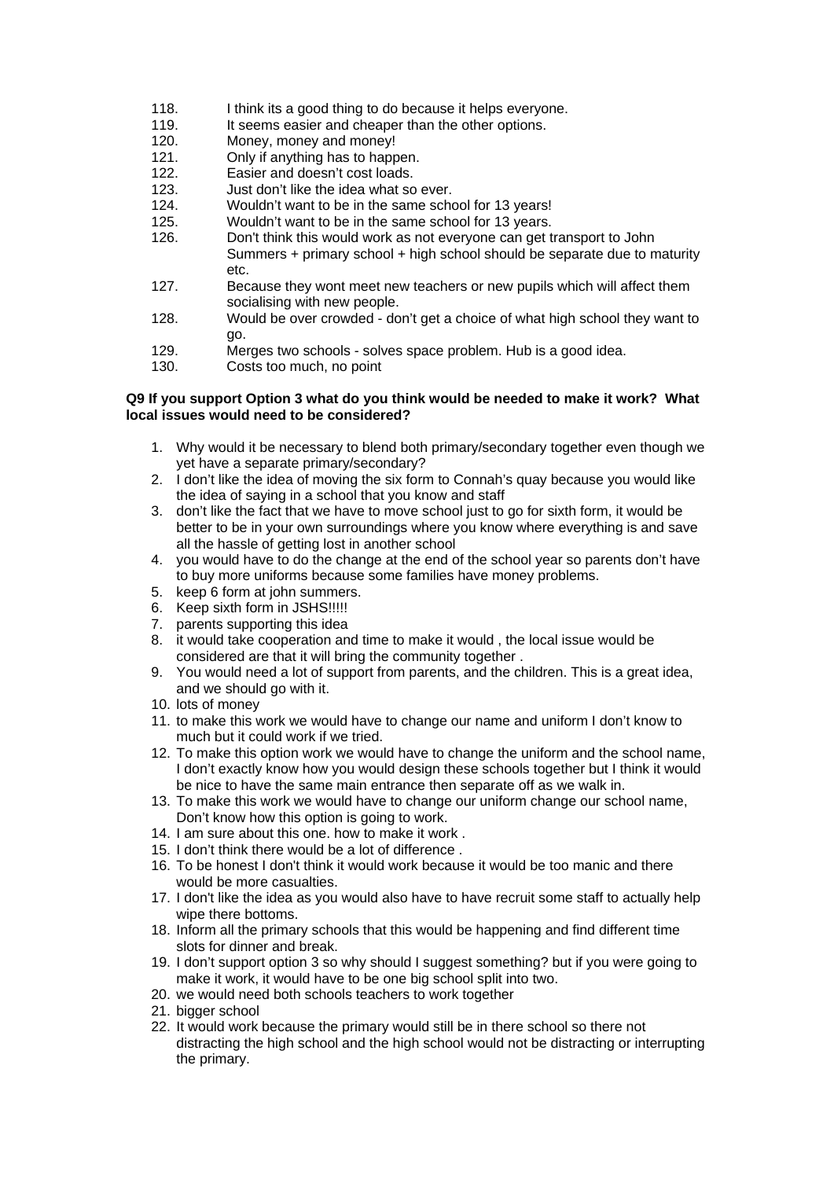118. I think its a good thing to do because it helps everyone.
119. It seems easier and cheaper than the other options.
120. Money, money and money!
121. Only if anything has to happen.
122. Easier and doesn't cost loads.
123. Just don't like the idea what so ever.
124. Wouldn't want to be in the same school for 13 years!
125. Wouldn't want to be in the same school for 13 years.
126. Don't think this would work as not everyone can get transport to John Summers + primary school + high school should be separate due to maturity etc.
127. Because they wont meet new teachers or new pupils which will affect them socialising with new people.
128. Would be over crowded - don't get a choice of what high school they want to go.
129. Merges two schools - solves space problem. Hub is a good idea.
130. Costs too much, no point

**Q9 If you support Option 3 what do you think would be needed to make it work? What local issues would need to be considered?**

1. Why would it be necessary to blend both primary/secondary together even though we yet have a separate primary/secondary?
2. I don't like the idea of moving the six form to Connah's quay because you would like the idea of saying in a school that you know and staff
3. don't like the fact that we have to move school just to go for sixth form, it would be better to be in your own surroundings where you know where everything is and save all the hassle of getting lost in another school
4. you would have to do the change at the end of the school year so parents don't have to buy more uniforms because some families have money problems.
5. keep 6 form at john summers.
6. Keep sixth form in JSHS!!!!!
7. parents supporting this idea
8. it would take cooperation and time to make it would , the local issue would be considered are that it will bring the community together .
9. You would need a lot of support from parents, and the children. This is a great idea, and we should go with it.
10. lots of money
11. to make this work we would have to change our name and uniform I don't know to much but it could work if we tried.
12. To make this option work we would have to change the uniform and the school name, I don't exactly know how you would design these schools together but I think it would be nice to have the same main entrance then separate off as we walk in.
13. To make this work we would have to change our uniform change our school name, Don't know how this option is going to work.
14. I am sure about this one. how to make it work .
15. I don't think there would be a lot of difference .
16. To be honest I don't think it would work because it would be too manic and there would be more casualties.
17. I don't like the idea as you would also have to have recruit some staff to actually help wipe there bottoms.
18. Inform all the primary schools that this would be happening and find different time slots for dinner and break.
19. I don't support option 3 so why should I suggest something? but if you were going to make it work, it would have to be one big school split into two.
20. we would need both schools teachers to work together
21. bigger school
22. It would work because the primary would still be in there school so there not distracting the high school and the high school would not be distracting or interrupting the primary.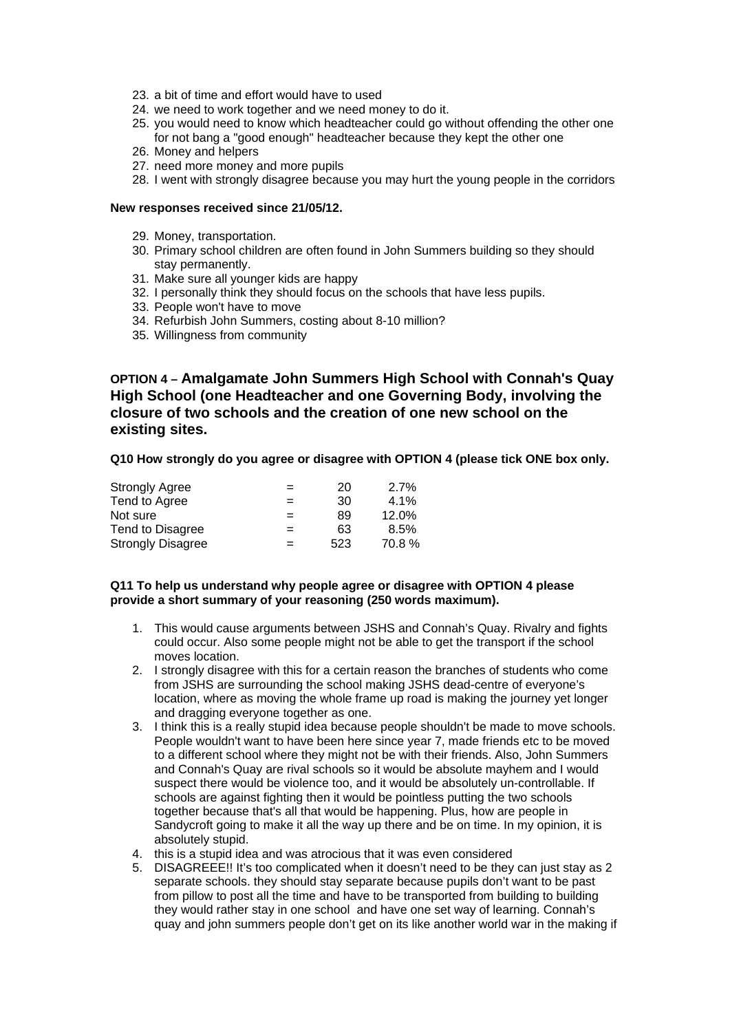23. a bit of time and effort would have to used
24. we need to work together and we need money to do it.
25. you would need to know which headteacher could go without offending the other one for not bang a "good enough" headteacher because they kept the other one
26. Money and helpers
27. need more money and more pupils
28. I went with strongly disagree because you may hurt the young people in the corridors

**New responses received since 21/05/12.**

29. Money, transportation.
30. Primary school children are often found in John Summers building so they should stay permanently.
31. Make sure all younger kids are happy
32. I personally think they should focus on the schools that have less pupils.
33. People won't have to move
34. Refurbish John Summers, costing about 8-10 million?
35. Willingness from community

## OPTION 4 – Amalgamate John Summers High School with Connah's Quay High School (one Headteacher and one Governing Body, involving the closure of two schools and the creation of one new school on the existing sites.

**Q10 How strongly do you agree or disagree with OPTION 4 (please tick ONE box only.**

| | | | |
|---|---|---|---|
| Strongly Agree | = | 20 | 2.7% |
| Tend to Agree | = | 30 | 4.1% |
| Not sure | = | 89 | 12.0% |
| Tend to Disagree | = | 63 | 8.5% |
| Strongly Disagree | = | 523 | 70.8 % |

**Q11 To help us understand why people agree or disagree with OPTION 4 please provide a short summary of your reasoning (250 words maximum).**

1. This would cause arguments between JSHS and Connah's Quay. Rivalry and fights could occur. Also some people might not be able to get the transport if the school moves location.
2. I strongly disagree with this for a certain reason the branches of students who come from JSHS are surrounding the school making JSHS dead-centre of everyone's location, where as moving the whole frame up road is making the journey yet longer and dragging everyone together as one.
3. I think this is a really stupid idea because people shouldn't be made to move schools. People wouldn't want to have been here since year 7, made friends etc to be moved to a different school where they might not be with their friends. Also, John Summers and Connah's Quay are rival schools so it would be absolute mayhem and I would suspect there would be violence too, and it would be absolutely un-controllable. If schools are against fighting then it would be pointless putting the two schools together because that's all that would be happening. Plus, how are people in Sandycroft going to make it all the way up there and be on time. In my opinion, it is absolutely stupid.
4. this is a stupid idea and was atrocious that it was even considered
5. DISAGREEE!! It's too complicated when it doesn't need to be they can just stay as 2 separate schools. they should stay separate because pupils don't want to be past from pillow to post all the time and have to be transported from building to building they would rather stay in one school and have one set way of learning. Connah's quay and john summers people don't get on its like another world war in the making if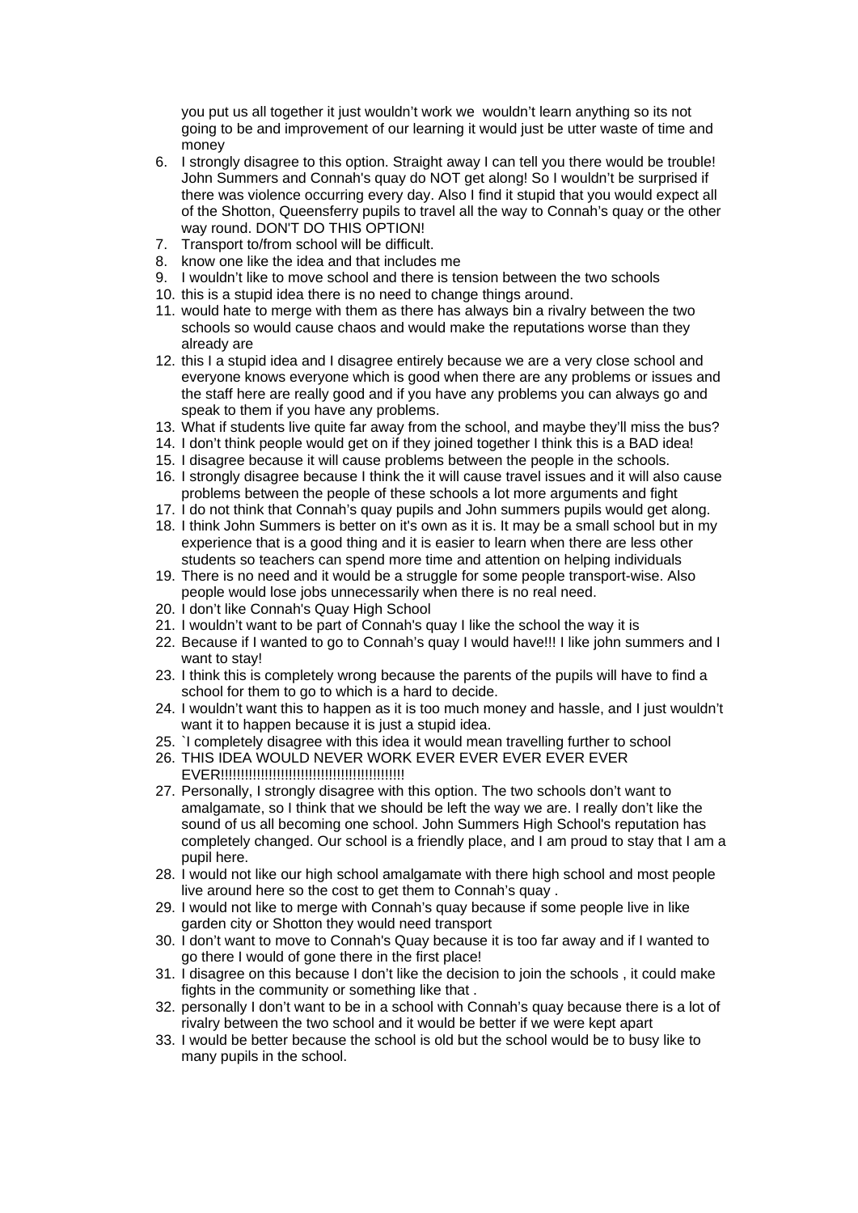you put us all together it just wouldn't work we wouldn't learn anything so its not going to be and improvement of our learning it would just be utter waste of time and money

6. I strongly disagree to this option. Straight away I can tell you there would be trouble! John Summers and Connah's quay do NOT get along! So I wouldn't be surprised if there was violence occurring every day. Also I find it stupid that you would expect all of the Shotton, Queensferry pupils to travel all the way to Connah's quay or the other way round. DON'T DO THIS OPTION!
7. Transport to/from school will be difficult.
8. know one like the idea and that includes me
9. I wouldn't like to move school and there is tension between the two schools
10. this is a stupid idea there is no need to change things around.
11. would hate to merge with them as there has always bin a rivalry between the two schools so would cause chaos and would make the reputations worse than they already are
12. this I a stupid idea and I disagree entirely because we are a very close school and everyone knows everyone which is good when there are any problems or issues and the staff here are really good and if you have any problems you can always go and speak to them if you have any problems.
13. What if students live quite far away from the school, and maybe they'll miss the bus?
14. I don't think people would get on if they joined together I think this is a BAD idea!
15. I disagree because it will cause problems between the people in the schools.
16. I strongly disagree because I think the it will cause travel issues and it will also cause problems between the people of these schools a lot more arguments and fight
17. I do not think that Connah's quay pupils and John summers pupils would get along.
18. I think John Summers is better on it's own as it is. It may be a small school but in my experience that is a good thing and it is easier to learn when there are less other students so teachers can spend more time and attention on helping individuals
19. There is no need and it would be a struggle for some people transport-wise. Also people would lose jobs unnecessarily when there is no real need.
20. I don't like Connah's Quay High School
21. I wouldn't want to be part of Connah's quay I like the school the way it is
22. Because if I wanted to go to Connah's quay I would have!!! I like john summers and I want to stay!
23. I think this is completely wrong because the parents of the pupils will have to find a school for them to go to which is a hard to decide.
24. I wouldn't want this to happen as it is too much money and hassle, and I just wouldn't want it to happen because it is just a stupid idea.
25. `I completely disagree with this idea it would mean travelling further to school
26. THIS IDEA WOULD NEVER WORK EVER EVER EVER EVER EVER EVER!!!!!!!!!!!!!!!!!!!!!!!!!!!!!!!!!!!!!!!!!!!!!!!!
27. Personally, I strongly disagree with this option. The two schools don't want to amalgamate, so I think that we should be left the way we are. I really don't like the sound of us all becoming one school. John Summers High School's reputation has completely changed. Our school is a friendly place, and I am proud to stay that I am a pupil here.
28. I would not like our high school amalgamate with there high school and most people live around here so the cost to get them to Connah's quay .
29. I would not like to merge with Connah's quay because if some people live in like garden city or Shotton they would need transport
30. I don't want to move to Connah's Quay because it is too far away and if I wanted to go there I would of gone there in the first place!
31. I disagree on this because I don't like the decision to join the schools , it could make fights in the community or something like that .
32. personally I don't want to be in a school with Connah's quay because there is a lot of rivalry between the two school and it would be better if we were kept apart
33. I would be better because the school is old but the school would be to busy like to many pupils in the school.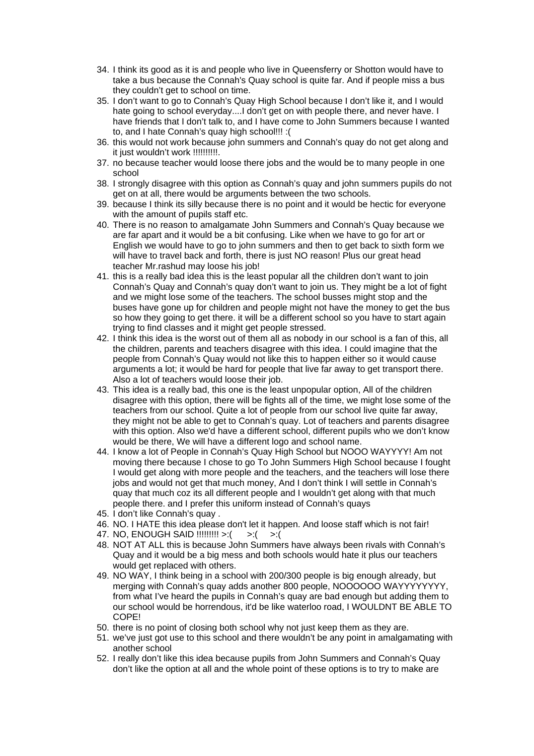34. I think its good as it is and people who live in Queensferry or Shotton would have to take a bus because the Connah's Quay school is quite far. And if people miss a bus they couldn't get to school on time.
35. I don't want to go to Connah's Quay High School because I don't like it, and I would hate going to school everyday....I don't get on with people there, and never have. I have friends that I don't talk to, and I have come to John Summers because I wanted to, and I hate Connah's quay high school!!! :(
36. this would not work because john summers and Connah's quay do not get along and it just wouldn't work !!!!!!!!!.
37. no because teacher would loose there jobs and the would be to many people in one school
38. I strongly disagree with this option as Connah's quay and john summers pupils do not get on at all, there would be arguments between the two schools.
39. because I think its silly because there is no point and it would be hectic for everyone with the amount of pupils staff etc.
40. There is no reason to amalgamate John Summers and Connah's Quay because we are far apart and it would be a bit confusing. Like when we have to go for art or English we would have to go to john summers and then to get back to sixth form we will have to travel back and forth, there is just NO reason! Plus our great head teacher Mr.rashud may loose his job!
41. this is a really bad idea this is the least popular all the children don't want to join Connah's Quay and Connah's quay don't want to join us. They might be a lot of fight and we might lose some of the teachers. The school busses might stop and the buses have gone up for children and people might not have the money to get the bus so how they going to get there. it will be a different school so you have to start again trying to find classes and it might get people stressed.
42. I think this idea is the worst out of them all as nobody in our school is a fan of this, all the children, parents and teachers disagree with this idea. I could imagine that the people from Connah's Quay would not like this to happen either so it would cause arguments a lot; it would be hard for people that live far away to get transport there. Also a lot of teachers would loose their job.
43. This idea is a really bad, this one is the least unpopular option, All of the children disagree with this option, there will be fights all of the time, we might lose some of the teachers from our school. Quite a lot of people from our school live quite far away, they might not be able to get to Connah's quay. Lot of teachers and parents disagree with this option. Also we'd have a different school, different pupils who we don't know would be there, We will have a different logo and school name.
44. I know a lot of People in Connah's Quay High School but NOOO WAYYYY! Am not moving there because I chose to go To John Summers High School because I fought I would get along with more people and the teachers, and the teachers will lose there jobs and would not get that much money, And I don't think I will settle in Connah's quay that much coz its all different people and I wouldn't get along with that much people there. and I prefer this uniform instead of Connah's quays
45. I don't like Connah's quay .
46. NO. I HATE this idea please don't let it happen. And loose staff which is not fair!
47. NO, ENOUGH SAID !!!!!!!!! >:( >:( >:(
48. NOT AT ALL this is because John Summers have always been rivals with Connah's Quay and it would be a big mess and both schools would hate it plus our teachers would get replaced with others.
49. NO WAY, I think being in a school with 200/300 people is big enough already, but merging with Connah's quay adds another 800 people, NOOOOOO WAYYYYYYYY, from what I've heard the pupils in Connah's quay are bad enough but adding them to our school would be horrendous, it'd be like waterloo road, I WOULDNT BE ABLE TO COPE!
50. there is no point of closing both school why not just keep them as they are.
51. we've just got use to this school and there wouldn't be any point in amalgamating with another school
52. I really don't like this idea because pupils from John Summers and Connah's Quay don't like the option at all and the whole point of these options is to try to make are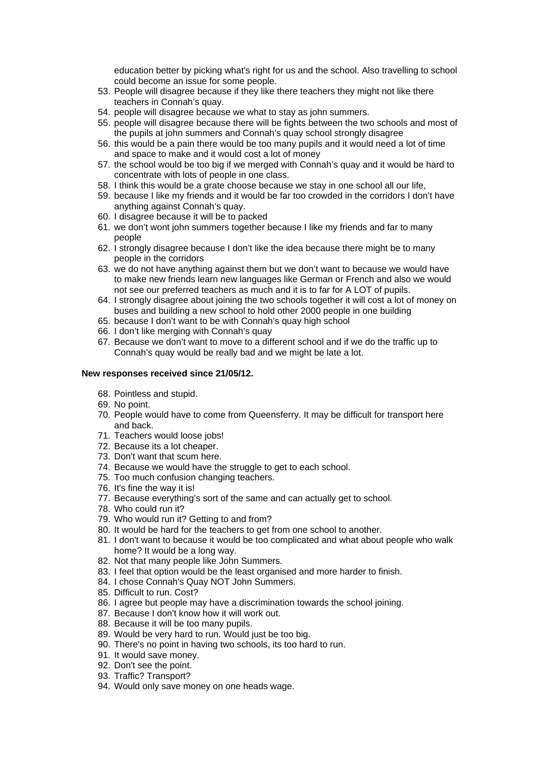education better by picking what's right for us and the school. Also travelling to school could become an issue for some people.

53. People will disagree because if they like there teachers they might not like there teachers in Connah's quay.
54. people will disagree because we what to stay as john summers.
55. people will disagree because there will be fights between the two schools and most of the pupils at john summers and Connah's quay school strongly disagree
56. this would be a pain there would be too many pupils and it would need a lot of time and space to make and it would cost a lot of money
57. the school would be too big if we merged with Connah's quay and it would be hard to concentrate with lots of people in one class.
58. I think this would be a grate choose because we stay in one school all our life,
59. because I like my friends and it would be far too crowded in the corridors I don't have anything against Connah's quay.
60. I disagree because it will be to packed
61. we don't wont john summers together because I like my friends and far to many people
62. I strongly disagree because I don't like the idea because there might be to many people in the corridors
63. we do not have anything against them but we don't want to because we would have to make new friends learn new languages like German or French and also we would not see our preferred teachers as much and it is to far for A LOT of pupils.
64. I strongly disagree about joining the two schools together it will cost a lot of money on buses and building a new school to hold other 2000 people in one building
65. because I don't want to be with Connah's quay high school
66. I don't like merging with Connah's quay
67. Because we don't want to move to a different school and if we do the traffic up to Connah's quay would be really bad and we might be late a lot.

**New responses received since 21/05/12.**

68. Pointless and stupid.
69. No point.
70. People would have to come from Queensferry. It may be difficult for transport here and back.
71. Teachers would loose jobs!
72. Because its a lot cheaper.
73. Don't want that scum here.
74. Because we would have the struggle to get to each school.
75. Too much confusion changing teachers.
76. It's fine the way it is!
77. Because everything's sort of the same and can actually get to school.
78. Who could run it?
79. Who would run it? Getting to and from?
80. It would be hard for the teachers to get from one school to another.
81. I don't want to because it would be too complicated and what about people who walk home? It would be a long way.
82. Not that many people like John Summers.
83. I feel that option would be the least organised and more harder to finish.
84. I chose Connah's Quay NOT John Summers.
85. Difficult to run. Cost?
86. I agree but people may have a discrimination towards the school joining.
87. Because I don't know how it will work out.
88. Because it will be too many pupils.
89. Would be very hard to run. Would just be too big.
90. There's no point in having two schools, its too hard to run.
91. It would save money.
92. Don't see the point.
93. Traffic? Transport?
94. Would only save money on one heads wage.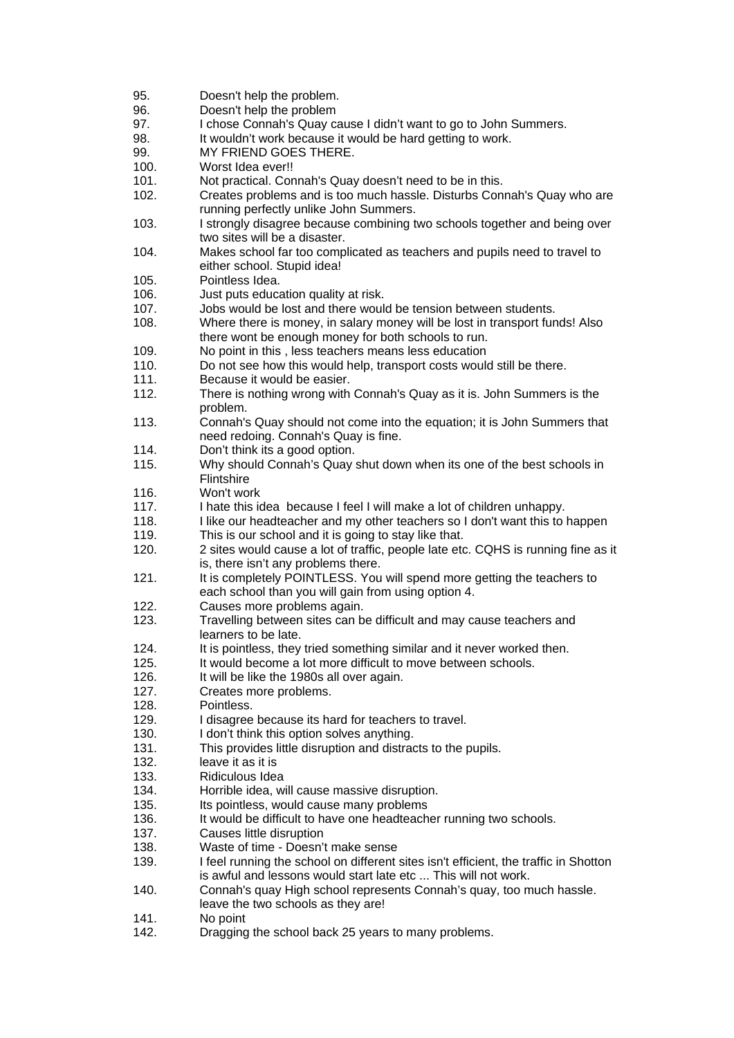95. Doesn't help the problem.
96. Doesn't help the problem
97. I chose Connah's Quay cause I didn't want to go to John Summers.
98. It wouldn't work because it would be hard getting to work.
99. MY FRIEND GOES THERE.
100. Worst Idea ever!!
101. Not practical. Connah's Quay doesn't need to be in this.
102. Creates problems and is too much hassle. Disturbs Connah's Quay who are running perfectly unlike John Summers.
103. I strongly disagree because combining two schools together and being over two sites will be a disaster.
104. Makes school far too complicated as teachers and pupils need to travel to either school. Stupid idea!
105. Pointless Idea.
106. Just puts education quality at risk.
107. Jobs would be lost and there would be tension between students.
108. Where there is money, in salary money will be lost in transport funds! Also there wont be enough money for both schools to run.
109. No point in this , less teachers means less education
110. Do not see how this would help, transport costs would still be there.
111. Because it would be easier.
112. There is nothing wrong with Connah's Quay as it is. John Summers is the problem.
113. Connah's Quay should not come into the equation; it is John Summers that need redoing. Connah's Quay is fine.
114. Don't think its a good option.
115. Why should Connah's Quay shut down when its one of the best schools in Flintshire
116. Won't work
117. I hate this idea because I feel I will make a lot of children unhappy.
118. I like our headteacher and my other teachers so I don't want this to happen
119. This is our school and it is going to stay like that.
120. 2 sites would cause a lot of traffic, people late etc. CQHS is running fine as it is, there isn't any problems there.
121. It is completely POINTLESS. You will spend more getting the teachers to each school than you will gain from using option 4.
122. Causes more problems again.
123. Travelling between sites can be difficult and may cause teachers and learners to be late.
124. It is pointless, they tried something similar and it never worked then.
125. It would become a lot more difficult to move between schools.
126. It will be like the 1980s all over again.
127. Creates more problems.
128. Pointless.
129. I disagree because its hard for teachers to travel.
130. I don't think this option solves anything.
131. This provides little disruption and distracts to the pupils.
132. leave it as it is
133. Ridiculous Idea
134. Horrible idea, will cause massive disruption.
135. Its pointless, would cause many problems
136. It would be difficult to have one headteacher running two schools.
137. Causes little disruption
138. Waste of time - Doesn't make sense
139. I feel running the school on different sites isn't efficient, the traffic in Shotton is awful and lessons would start late etc ... This will not work.
140. Connah's quay High school represents Connah's quay, too much hassle. leave the two schools as they are!
141. No point
142. Dragging the school back 25 years to many problems.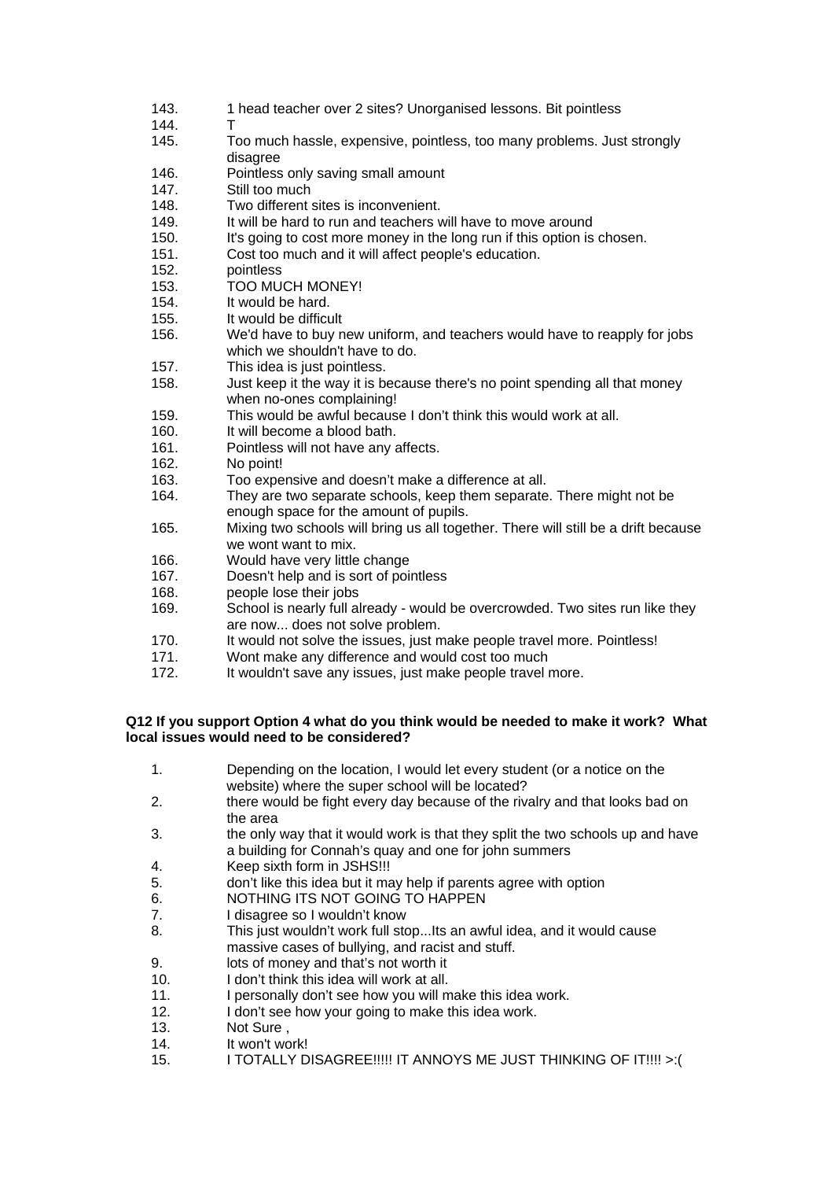143. 1 head teacher over 2 sites? Unorganised lessons. Bit pointless
144. T
145. Too much hassle, expensive, pointless, too many problems. Just strongly disagree
146. Pointless only saving small amount
147. Still too much
148. Two different sites is inconvenient.
149. It will be hard to run and teachers will have to move around
150. It's going to cost more money in the long run if this option is chosen.
151. Cost too much and it will affect people's education.
152. pointless
153. TOO MUCH MONEY!
154. It would be hard.
155. It would be difficult
156. We'd have to buy new uniform, and teachers would have to reapply for jobs which we shouldn't have to do.
157. This idea is just pointless.
158. Just keep it the way it is because there's no point spending all that money when no-ones complaining!
159. This would be awful because I don't think this would work at all.
160. It will become a blood bath.
161. Pointless will not have any affects.
162. No point!
163. Too expensive and doesn't make a difference at all.
164. They are two separate schools, keep them separate. There might not be enough space for the amount of pupils.
165. Mixing two schools will bring us all together. There will still be a drift because we wont want to mix.
166. Would have very little change
167. Doesn't help and is sort of pointless
168. people lose their jobs
169. School is nearly full already - would be overcrowded. Two sites run like they are now... does not solve problem.
170. It would not solve the issues, just make people travel more. Pointless!
171. Wont make any difference and would cost too much
172. It wouldn't save any issues, just make people travel more.

**Q12 If you support Option 4 what do you think would be needed to make it work? What local issues would need to be considered?**

1. Depending on the location, I would let every student (or a notice on the website) where the super school will be located?
2. there would be fight every day because of the rivalry and that looks bad on the area
3. the only way that it would work is that they split the two schools up and have a building for Connah's quay and one for john summers
4. Keep sixth form in JSHS!!!
5. don't like this idea but it may help if parents agree with option
6. NOTHING ITS NOT GOING TO HAPPEN
7. I disagree so I wouldn't know
8. This just wouldn't work full stop...Its an awful idea, and it would cause massive cases of bullying, and racist and stuff.
9. lots of money and that's not worth it
10. I don't think this idea will work at all.
11. I personally don't see how you will make this idea work.
12. I don't see how your going to make this idea work.
13. Not Sure ,
14. It won't work!
15. I TOTALLY DISAGREE!!!!! IT ANNOYS ME JUST THINKING OF IT!!!! >:(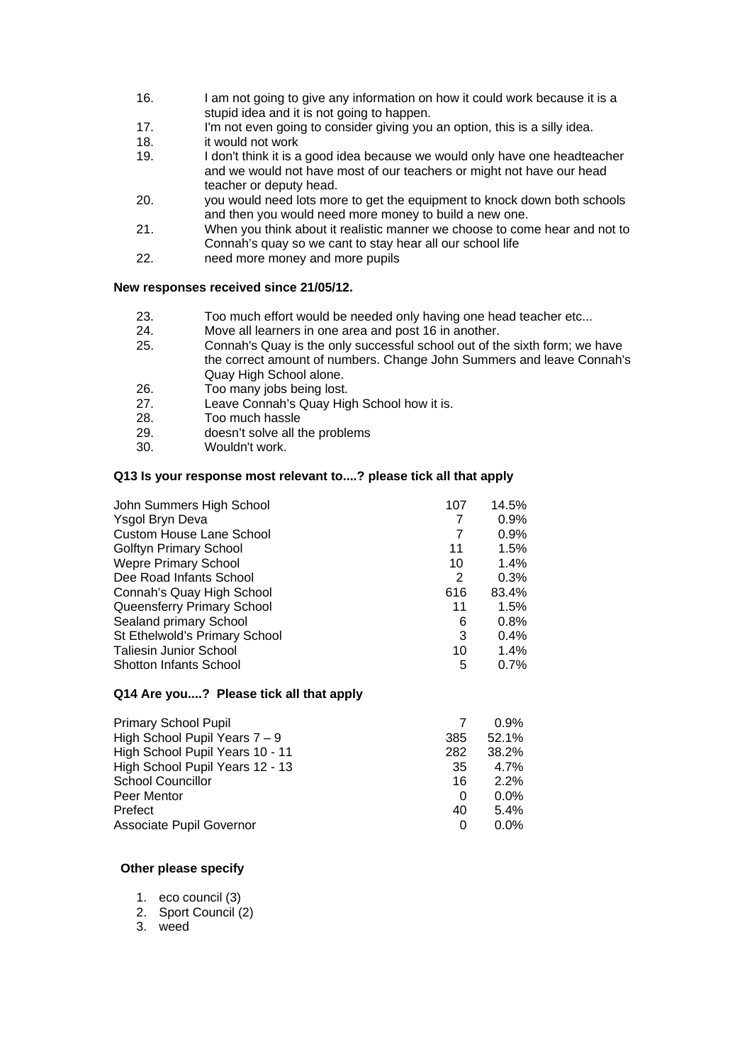16. I am not going to give any information on how it could work because it is a stupid idea and it is not going to happen.
17. I'm not even going to consider giving you an option, this is a silly idea.
18. it would not work
19. I don't think it is a good idea because we would only have one headteacher and we would not have most of our teachers or might not have our head teacher or deputy head.
20. you would need lots more to get the equipment to knock down both schools and then you would need more money to build a new one.
21. When you think about it realistic manner we choose to come hear and not to Connah's quay so we cant to stay hear all our school life
22. need more money and more pupils

**New responses received since 21/05/12.**

23. Too much effort would be needed only having one head teacher etc...
24. Move all learners in one area and post 16 in another.
25. Connah's Quay is the only successful school out of the sixth form; we have the correct amount of numbers. Change John Summers and leave Connah's Quay High School alone.
26. Too many jobs being lost.
27. Leave Connah's Quay High School how it is.
28. Too much hassle
29. doesn't solve all the problems
30. Wouldn't work.

**Q13 Is your response most relevant to....? please tick all that apply**

| | | |
|---|---|---|
| John Summers High School | 107 | 14.5% |
| Ysgol Bryn Deva | 7 | 0.9% |
| Custom House Lane School | 7 | 0.9% |
| Golftyn Primary School | 11 | 1.5% |
| Wepre Primary School | 10 | 1.4% |
| Dee Road Infants School | 2 | 0.3% |
| Connah's Quay High School | 616 | 83.4% |
| Queensferry Primary School | 11 | 1.5% |
| Sealand primary School | 6 | 0.8% |
| St Ethelwold's Primary School | 3 | 0.4% |
| Taliesin Junior School | 10 | 1.4% |
| Shotton Infants School | 5 | 0.7% |

**Q14 Are you....? Please tick all that apply**

| | | |
|---|---|---|
| Primary School Pupil | 7 | 0.9% |
| High School Pupil Years 7 – 9 | 385 | 52.1% |
| High School Pupil Years 10 - 11 | 282 | 38.2% |
| High School Pupil Years 12 - 13 | 35 | 4.7% |
| School Councillor | 16 | 2.2% |
| Peer Mentor | 0 | 0.0% |
| Prefect | 40 | 5.4% |
| Associate Pupil Governor | 0 | 0.0% |

**Other please specify**

1. eco council (3)
2. Sport Council (2)
3. weed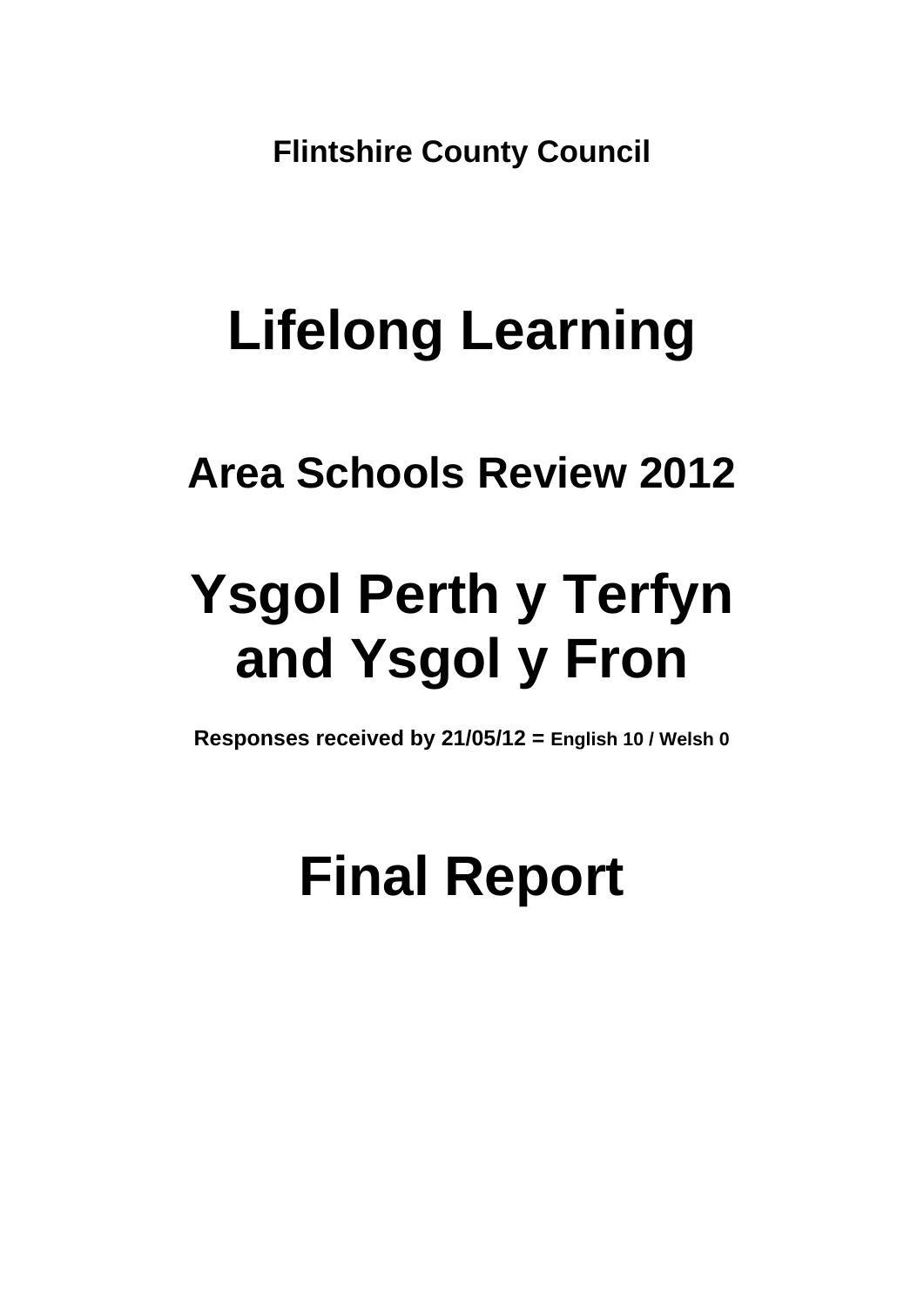**Flintshire County Council**

# Lifelong Learning

## Area Schools Review 2012

# Ysgol Perth y Terfyn and Ysgol y Fron

**Responses received by 21/05/12 = English 10 / Welsh 0**

# Final Report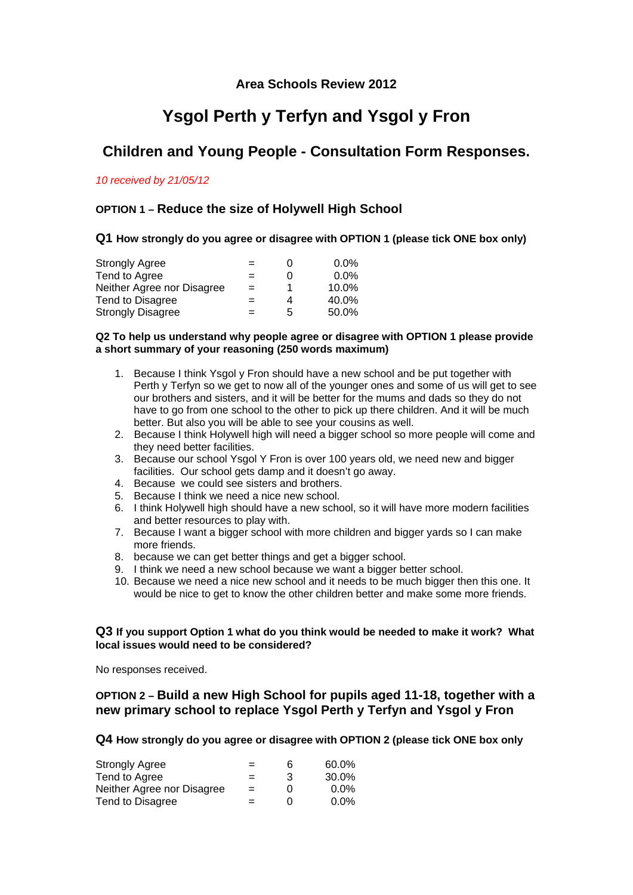## Area Schools Review 2012

# Ysgol Perth y Terfyn and Ysgol y Fron

## Children and Young People - Consultation Form Responses.

*10 received by 21/05/12*

### OPTION 1 – Reduce the size of Holywell High School

**Q1 How strongly do you agree or disagree with OPTION 1 (please tick ONE box only)**

| | | | |
|---|---|---|---|
| Strongly Agree | = | 0 | 0.0% |
| Tend to Agree | = | 0 | 0.0% |
| Neither Agree nor Disagree | = | 1 | 10.0% |
| Tend to Disagree | = | 4 | 40.0% |
| Strongly Disagree | = | 5 | 50.0% |

**Q2 To help us understand why people agree or disagree with OPTION 1 please provide a short summary of your reasoning (250 words maximum)**

1. Because I think Ysgol y Fron should have a new school and be put together with Perth y Terfyn so we get to now all of the younger ones and some of us will get to see our brothers and sisters, and it will be better for the mums and dads so they do not have to go from one school to the other to pick up there children. And it will be much better. But also you will be able to see your cousins as well.
2. Because I think Holywell high will need a bigger school so more people will come and they need better facilities.
3. Because our school Ysgol Y Fron is over 100 years old, we need new and bigger facilities. Our school gets damp and it doesn't go away.
4. Because we could see sisters and brothers.
5. Because I think we need a nice new school.
6. I think Holywell high should have a new school, so it will have more modern facilities and better resources to play with.
7. Because I want a bigger school with more children and bigger yards so I can make more friends.
8. because we can get better things and get a bigger school.
9. I think we need a new school because we want a bigger better school.
10. Because we need a nice new school and it needs to be much bigger then this one. It would be nice to get to know the other children better and make some more friends.

**Q3 If you support Option 1 what do you think would be needed to make it work? What local issues would need to be considered?**

No responses received.

### OPTION 2 – Build a new High School for pupils aged 11-18, together with a new primary school to replace Ysgol Perth y Terfyn and Ysgol y Fron

**Q4 How strongly do you agree or disagree with OPTION 2 (please tick ONE box only**

| | | | |
|---|---|---|---|
| Strongly Agree | = | 6 | 60.0% |
| Tend to Agree | = | 3 | 30.0% |
| Neither Agree nor Disagree | = | 0 | 0.0% |
| Tend to Disagree | = | 0 | 0.0% |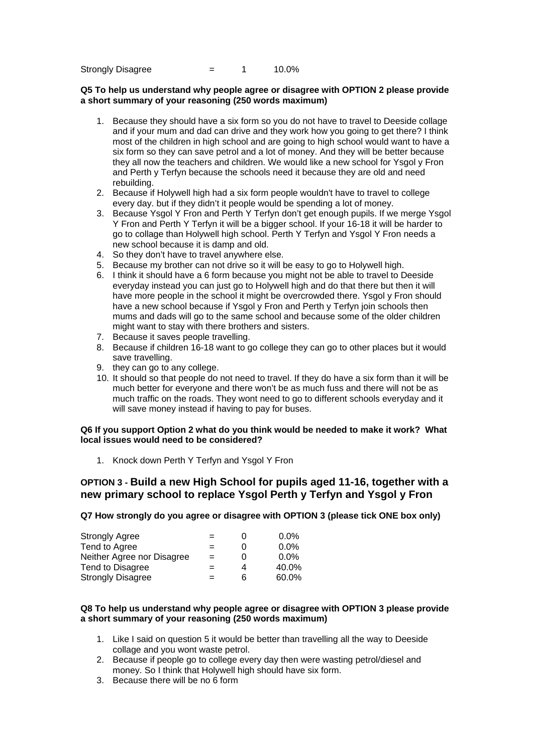| | | | |
|---|---|---|---|
| Strongly Disagree | = | 1 | 10.0% |

**Q5 To help us understand why people agree or disagree with OPTION 2 please provide a short summary of your reasoning (250 words maximum)**

1. Because they should have a six form so you do not have to travel to Deeside collage and if your mum and dad can drive and they work how you going to get there? I think most of the children in high school and are going to high school would want to have a six form so they can save petrol and a lot of money. And they will be better because they all now the teachers and children. We would like a new school for Ysgol y Fron and Perth y Terfyn because the schools need it because they are old and need rebuilding.
2. Because if Holywell high had a six form people wouldn't have to travel to college every day. but if they didn't it people would be spending a lot of money.
3. Because Ysgol Y Fron and Perth Y Terfyn don't get enough pupils. If we merge Ysgol Y Fron and Perth Y Terfyn it will be a bigger school. If your 16-18 it will be harder to go to collage than Holywell high school. Perth Y Terfyn and Ysgol Y Fron needs a new school because it is damp and old.
4. So they don't have to travel anywhere else.
5. Because my brother can not drive so it will be easy to go to Holywell high.
6. I think it should have a 6 form because you might not be able to travel to Deeside everyday instead you can just go to Holywell high and do that there but then it will have more people in the school it might be overcrowded there. Ysgol y Fron should have a new school because if Ysgol y Fron and Perth y Terfyn join schools then mums and dads will go to the same school and because some of the older children might want to stay with there brothers and sisters.
7. Because it saves people travelling.
8. Because if children 16-18 want to go college they can go to other places but it would save travelling.
9. they can go to any college.
10. It should so that people do not need to travel. If they do have a six form than it will be much better for everyone and there won't be as much fuss and there will not be as much traffic on the roads. They wont need to go to different schools everyday and it will save money instead if having to pay for buses.

**Q6 If you support Option 2 what do you think would be needed to make it work? What local issues would need to be considered?**

1. Knock down Perth Y Terfyn and Ysgol Y Fron

## OPTION 3 - Build a new High School for pupils aged 11-16, together with a new primary school to replace Ysgol Perth y Terfyn and Ysgol y Fron

**Q7 How strongly do you agree or disagree with OPTION 3 (please tick ONE box only)**

| | | | |
|---|---|---|---|
| Strongly Agree | = | 0 | 0.0% |
| Tend to Agree | = | 0 | 0.0% |
| Neither Agree nor Disagree | = | 0 | 0.0% |
| Tend to Disagree | = | 4 | 40.0% |
| Strongly Disagree | = | 6 | 60.0% |

**Q8 To help us understand why people agree or disagree with OPTION 3 please provide a short summary of your reasoning (250 words maximum)**

1. Like I said on question 5 it would be better than travelling all the way to Deeside collage and you wont waste petrol.
2. Because if people go to college every day then were wasting petrol/diesel and money. So I think that Holywell high should have six form.
3. Because there will be no 6 form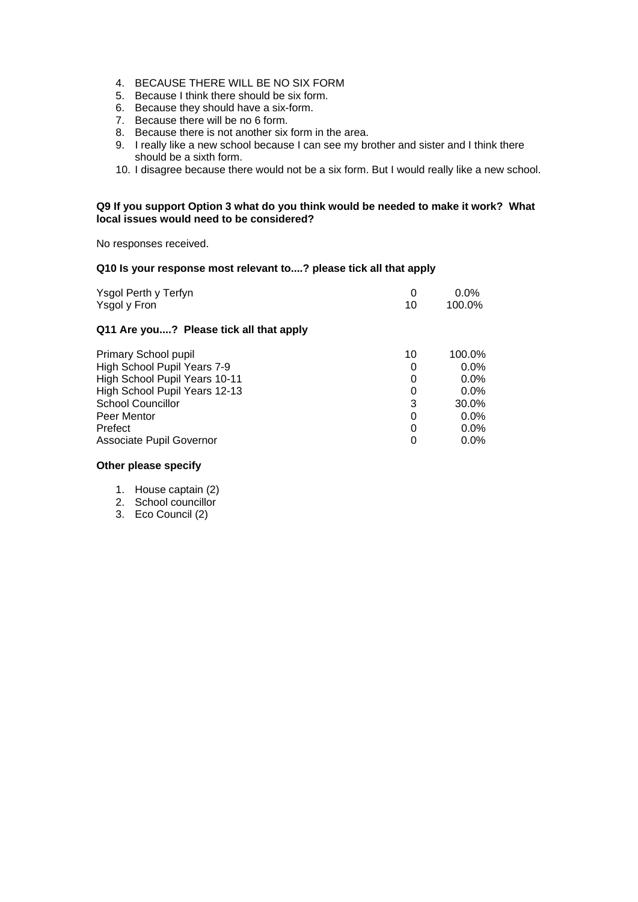4. BECAUSE THERE WILL BE NO SIX FORM
5. Because I think there should be six form.
6. Because they should have a six-form.
7. Because there will be no 6 form.
8. Because there is not another six form in the area.
9. I really like a new school because I can see my brother and sister and I think there should be a sixth form.
10. I disagree because there would not be a six form. But I would really like a new school.

**Q9 If you support Option 3 what do you think would be needed to make it work? What local issues would need to be considered?**

No responses received.

**Q10 Is your response most relevant to....? please tick all that apply**

| | | |
|---|---|---|
| Ysgol Perth y Terfyn | 0 | 0.0% |
| Ysgol y Fron | 10 | 100.0% |

**Q11 Are you....? Please tick all that apply**

| | | |
|---|---|---|
| Primary School pupil | 10 | 100.0% |
| High School Pupil Years 7-9 | 0 | 0.0% |
| High School Pupil Years 10-11 | 0 | 0.0% |
| High School Pupil Years 12-13 | 0 | 0.0% |
| School Councillor | 3 | 30.0% |
| Peer Mentor | 0 | 0.0% |
| Prefect | 0 | 0.0% |
| Associate Pupil Governor | 0 | 0.0% |

**Other please specify**

1. House captain (2)
2. School councillor
3. Eco Council (2)